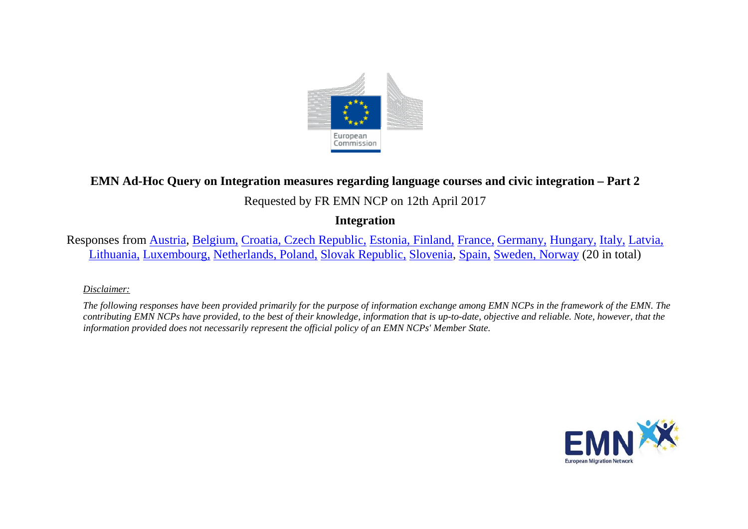**EMN Ad-Hoc Query on Integration measures regarding language courses and civic integration – Part 2**

Requested by FR EMN NCP on 12th April 2017

**Integration**

Responses from Austria, Belgium, Croatia, Czech Republic, Estonia, Finland, France, Germany, Hungary, Italy, Latvia, Lithuania, Luxembourg, Netherlands, Poland, Slovak Republic, Slovenia, Spain, Sweden, Norway (20 in total)

*Disclaimer:*

*The following responses have been provided primarily for the purpose of information exchange among EMN NCPs in the framework of the EMN. The contributing EMN NCPs have provided, to the best of their knowledge, information that is up-to-date, objective and reliable. Note, however, that the information provided does not necessarily represent the official policy of an EMN NCPs' Member State.*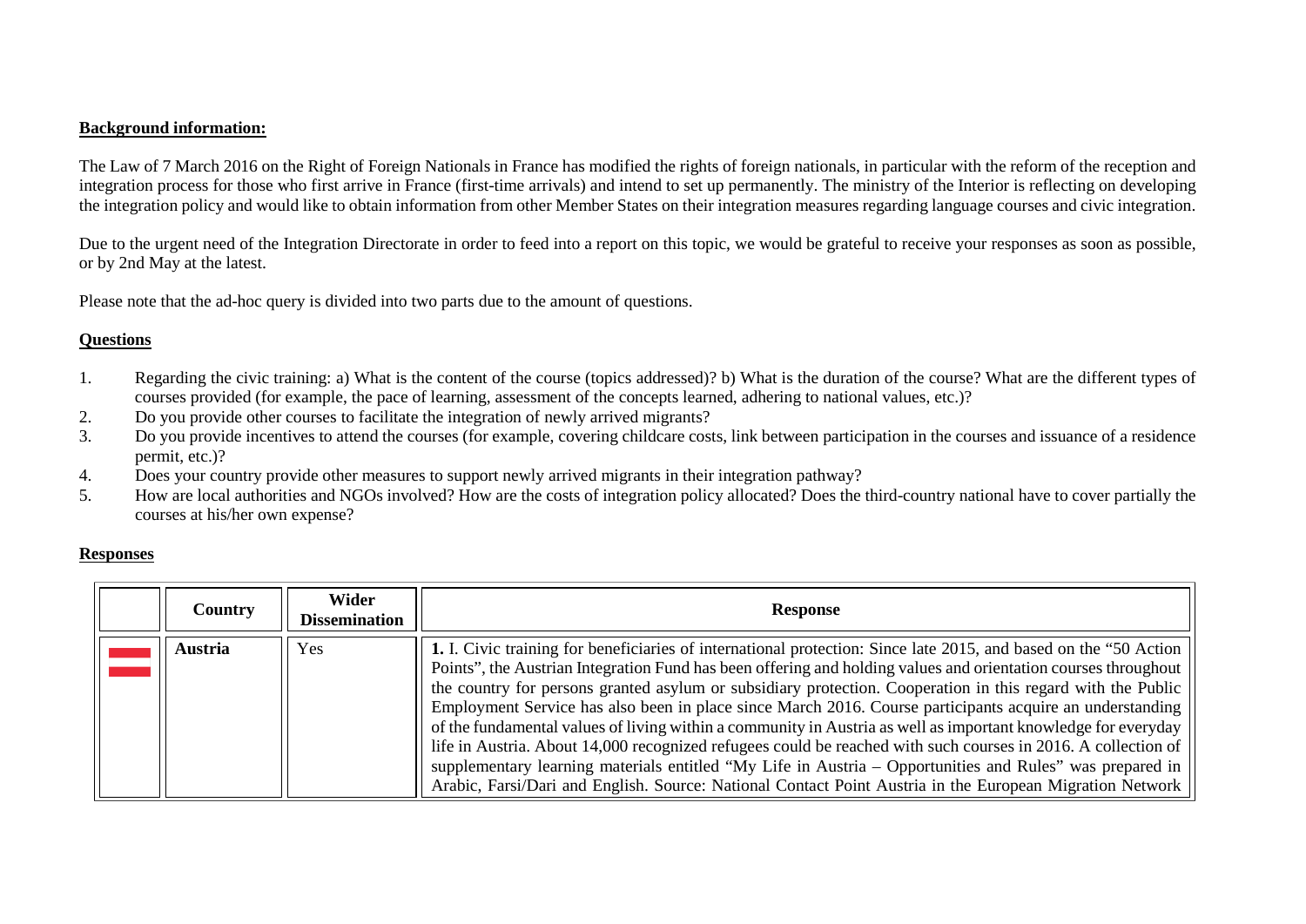**Background information:**

The Law of 7 March 2016 on the Right of Foreign Nationals in France has modified the rights of foreign nationals, in particular with the reform of the reception and integration process for those who first arrive in France (first-time arrivals) and intend to set up permanently. The ministry of the Interior is reflecting on developing the integration policy and would like to obtain information from other Member States on their integration measures regarding language courses and civic integration.

Due to the urgent need of the Integration Directorate in order to feed into a report on this topic, we would be grateful to receive your responses as soon as possible, or by 2nd May at the latest.

Please note that the ad-hoc query is divided into two parts due to the amount of questions.

**Questions**

1. Regarding the civic training: a) What is the content of the course (topics addressed)? b) What is the duration of the course? What are the different types of courses provided (for example, the pace of learning, assessment of the concepts learned, adhering to national values, etc.)?
2. Do you provide other courses to facilitate the integration of newly arrived migrants?
3. Do you provide incentives to attend the courses (for example, covering childcare costs, link between participation in the courses and issuance of a residence permit, etc.)?
4. Does your country provide other measures to support newly arrived migrants in their integration pathway?
5. How are local authorities and NGOs involved? How are the costs of integration policy allocated? Does the third-country national have to cover partially the courses at his/her own expense?

**Responses**

| | Country | Wider Dissemination | Response |
|---|---|---|---|
| | **Austria** | Yes | **1.** I. Civic training for beneficiaries of international protection: Since late 2015, and based on the “50 Action Points”, the Austrian Integration Fund has been offering and holding values and orientation courses throughout the country for persons granted asylum or subsidiary protection. Cooperation in this regard with the Public Employment Service has also been in place since March 2016. Course participants acquire an understanding of the fundamental values of living within a community in Austria as well as important knowledge for everyday life in Austria. About 14,000 recognized refugees could be reached with such courses in 2016. A collection of supplementary learning materials entitled “My Life in Austria – Opportunities and Rules” was prepared in Arabic, Farsi/Dari and English. Source: National Contact Point Austria in the European Migration Network |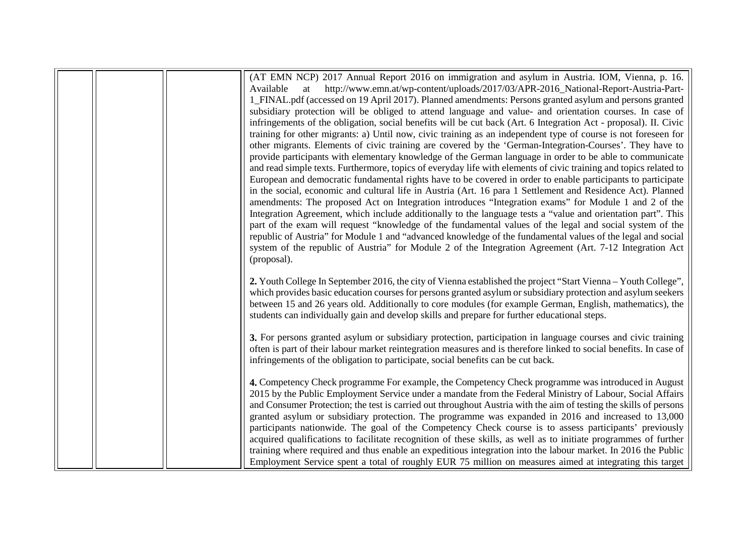| | | | |
|---|---|---|---|
| | | | (AT EMN NCP) 2017 Annual Report 2016 on immigration and asylum in Austria. IOM, Vienna, p. 16. Available at http://www.emn.at/wp-content/uploads/2017/03/APR-2016_National-Report-Austria-Part-1_FINAL.pdf (accessed on 19 April 2017). Planned amendments: Persons granted asylum and persons granted subsidiary protection will be obliged to attend language and value- and orientation courses. In case of infringements of the obligation, social benefits will be cut back (Art. 6 Integration Act - proposal). II. Civic training for other migrants: a) Until now, civic training as an independent type of course is not foreseen for other migrants. Elements of civic training are covered by the 'German-Integration-Courses'. They have to provide participants with elementary knowledge of the German language in order to be able to communicate and read simple texts. Furthermore, topics of everyday life with elements of civic training and topics related to European and democratic fundamental rights have to be covered in order to enable participants to participate in the social, economic and cultural life in Austria (Art. 16 para 1 Settlement and Residence Act). Planned amendments: The proposed Act on Integration introduces "Integration exams" for Module 1 and 2 of the Integration Agreement, which include additionally to the language tests a "value and orientation part". This part of the exam will request "knowledge of the fundamental values of the legal and social system of the republic of Austria" for Module 1 and "advanced knowledge of the fundamental values of the legal and social system of the republic of Austria" for Module 2 of the Integration Agreement (Art. 7-12 Integration Act (proposal).<br><br>**2.** Youth College In September 2016, the city of Vienna established the project "Start Vienna – Youth College", which provides basic education courses for persons granted asylum or subsidiary protection and asylum seekers between 15 and 26 years old. Additionally to core modules (for example German, English, mathematics), the students can individually gain and develop skills and prepare for further educational steps.<br><br>**3.** For persons granted asylum or subsidiary protection, participation in language courses and civic training often is part of their labour market reintegration measures and is therefore linked to social benefits. In case of infringements of the obligation to participate, social benefits can be cut back.<br><br>**4.** Competency Check programme For example, the Competency Check programme was introduced in August 2015 by the Public Employment Service under a mandate from the Federal Ministry of Labour, Social Affairs and Consumer Protection; the test is carried out throughout Austria with the aim of testing the skills of persons granted asylum or subsidiary protection. The programme was expanded in 2016 and increased to 13,000 participants nationwide. The goal of the Competency Check course is to assess participants' previously acquired qualifications to facilitate recognition of these skills, as well as to initiate programmes of further training where required and thus enable an expeditious integration into the labour market. In 2016 the Public Employment Service spent a total of roughly EUR 75 million on measures aimed at integrating this target |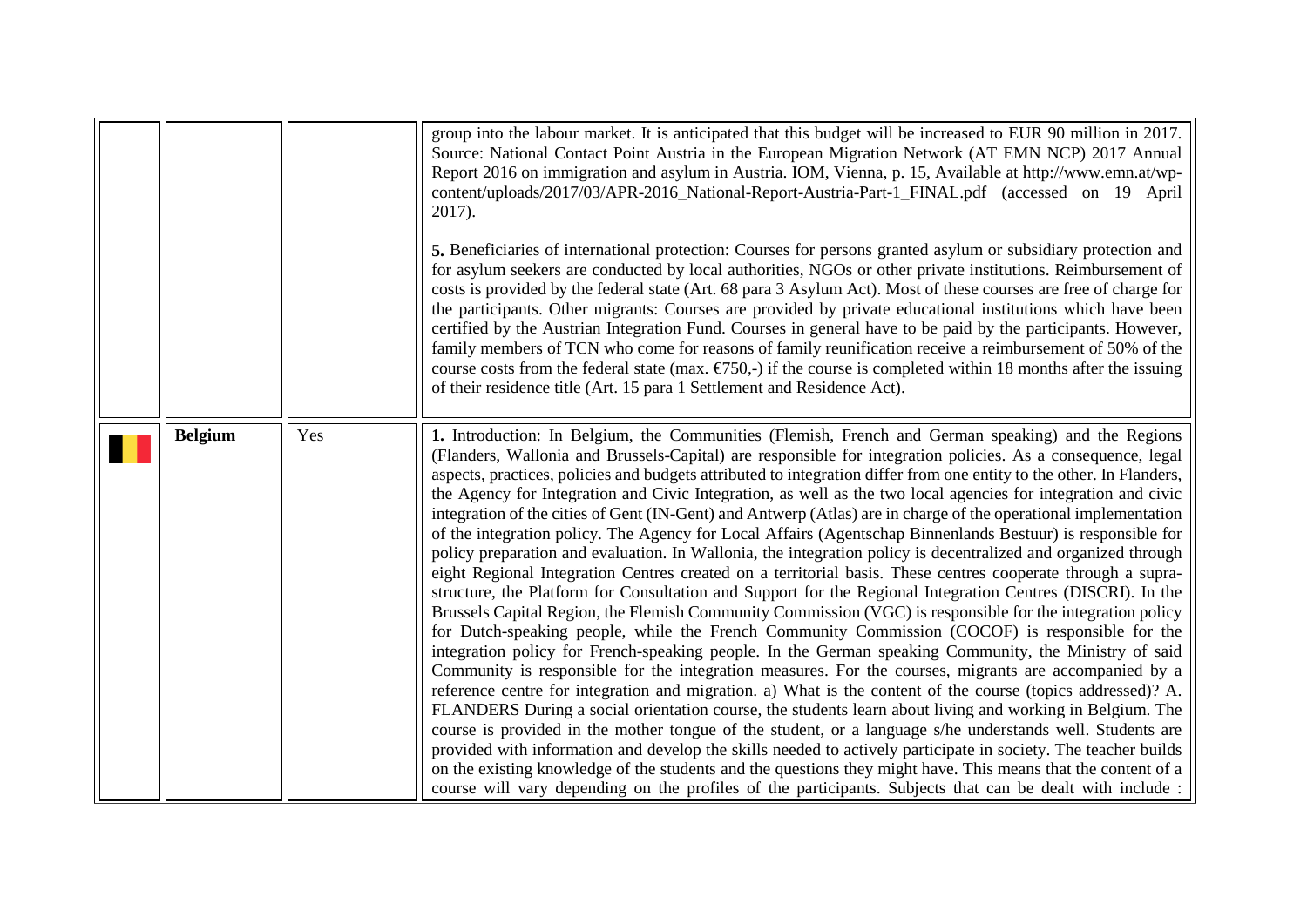| | | | |
|---|---|---|---|
| | | | group into the labour market. It is anticipated that this budget will be increased to EUR 90 million in 2017. Source: National Contact Point Austria in the European Migration Network (AT EMN NCP) 2017 Annual Report 2016 on immigration and asylum in Austria. IOM, Vienna, p. 15, Available at http://www.emn.at/wp-content/uploads/2017/03/APR-2016_National-Report-Austria-Part-1_FINAL.pdf (accessed on 19 April 2017).<br><br>**5.** Beneficiaries of international protection: Courses for persons granted asylum or subsidiary protection and for asylum seekers are conducted by local authorities, NGOs or other private institutions. Reimbursement of costs is provided by the federal state (Art. 68 para 3 Asylum Act). Most of these courses are free of charge for the participants. Other migrants: Courses are provided by private educational institutions which have been certified by the Austrian Integration Fund. Courses in general have to be paid by the participants. However, family members of TCN who come for reasons of family reunification receive a reimbursement of 50% of the course costs from the federal state (max. €750,-) if the course is completed within 18 months after the issuing of their residence title (Art. 15 para 1 Settlement and Residence Act). |
| | **Belgium** | Yes | **1.** Introduction: In Belgium, the Communities (Flemish, French and German speaking) and the Regions (Flanders, Wallonia and Brussels-Capital) are responsible for integration policies. As a consequence, legal aspects, practices, policies and budgets attributed to integration differ from one entity to the other. In Flanders, the Agency for Integration and Civic Integration, as well as the two local agencies for integration and civic integration of the cities of Gent (IN-Gent) and Antwerp (Atlas) are in charge of the operational implementation of the integration policy. The Agency for Local Affairs (Agentschap Binnenlands Bestuur) is responsible for policy preparation and evaluation. In Wallonia, the integration policy is decentralized and organized through eight Regional Integration Centres created on a territorial basis. These centres cooperate through a supra-structure, the Platform for Consultation and Support for the Regional Integration Centres (DISCRI). In the Brussels Capital Region, the Flemish Community Commission (VGC) is responsible for the integration policy for Dutch-speaking people, while the French Community Commission (COCOF) is responsible for the integration policy for French-speaking people. In the German speaking Community, the Ministry of said Community is responsible for the integration measures. For the courses, migrants are accompanied by a reference centre for integration and migration. a) What is the content of the course (topics addressed)? A. FLANDERS During a social orientation course, the students learn about living and working in Belgium. The course is provided in the mother tongue of the student, or a language s/he understands well. Students are provided with information and develop the skills needed to actively participate in society. The teacher builds on the existing knowledge of the students and the questions they might have. This means that the content of a course will vary depending on the profiles of the participants. Subjects that can be dealt with include : |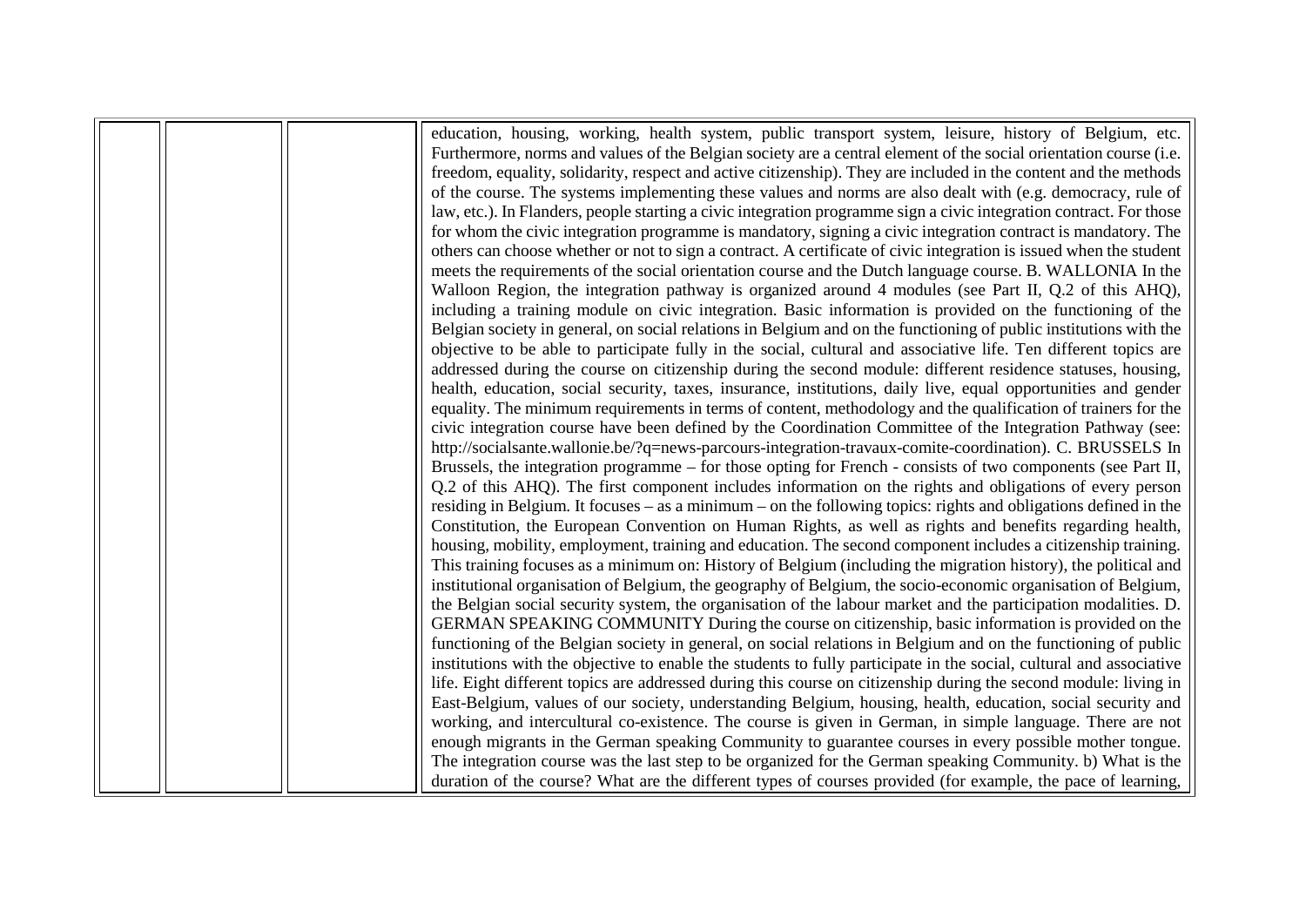| | | | |
|---|---|---|---|
| | | | education, housing, working, health system, public transport system, leisure, history of Belgium, etc. Furthermore, norms and values of the Belgian society are a central element of the social orientation course (i.e. freedom, equality, solidarity, respect and active citizenship). They are included in the content and the methods of the course. The systems implementing these values and norms are also dealt with (e.g. democracy, rule of law, etc.). In Flanders, people starting a civic integration programme sign a civic integration contract. For those for whom the civic integration programme is mandatory, signing a civic integration contract is mandatory. The others can choose whether or not to sign a contract. A certificate of civic integration is issued when the student meets the requirements of the social orientation course and the Dutch language course. B. WALLONIA In the Walloon Region, the integration pathway is organized around 4 modules (see Part II, Q.2 of this AHQ), including a training module on civic integration. Basic information is provided on the functioning of the Belgian society in general, on social relations in Belgium and on the functioning of public institutions with the objective to be able to participate fully in the social, cultural and associative life. Ten different topics are addressed during the course on citizenship during the second module: different residence statuses, housing, health, education, social security, taxes, insurance, institutions, daily live, equal opportunities and gender equality. The minimum requirements in terms of content, methodology and the qualification of trainers for the civic integration course have been defined by the Coordination Committee of the Integration Pathway (see: http://socialsante.wallonie.be/?q=news-parcours-integration-travaux-comite-coordination). C. BRUSSELS In Brussels, the integration programme – for those opting for French - consists of two components (see Part II, Q.2 of this AHQ). The first component includes information on the rights and obligations of every person residing in Belgium. It focuses – as a minimum – on the following topics: rights and obligations defined in the Constitution, the European Convention on Human Rights, as well as rights and benefits regarding health, housing, mobility, employment, training and education. The second component includes a citizenship training. This training focuses as a minimum on: History of Belgium (including the migration history), the political and institutional organisation of Belgium, the geography of Belgium, the socio-economic organisation of Belgium, the Belgian social security system, the organisation of the labour market and the participation modalities. D. GERMAN SPEAKING COMMUNITY During the course on citizenship, basic information is provided on the functioning of the Belgian society in general, on social relations in Belgium and on the functioning of public institutions with the objective to enable the students to fully participate in the social, cultural and associative life. Eight different topics are addressed during this course on citizenship during the second module: living in East-Belgium, values of our society, understanding Belgium, housing, health, education, social security and working, and intercultural co-existence. The course is given in German, in simple language. There are not enough migrants in the German speaking Community to guarantee courses in every possible mother tongue. The integration course was the last step to be organized for the German speaking Community. b) What is the duration of the course? What are the different types of courses provided (for example, the pace of learning, |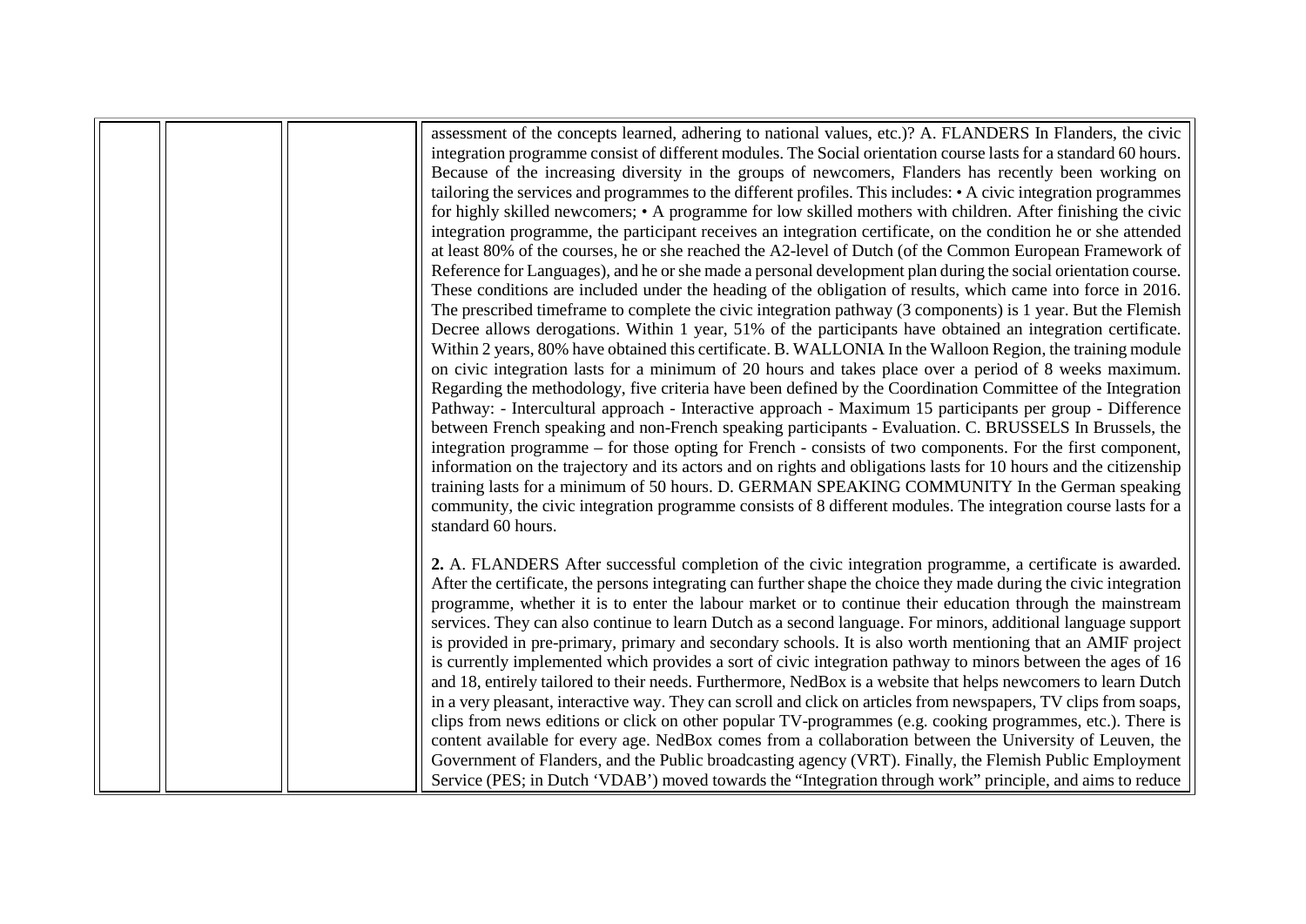| | | | |
|---|---|---|---|
| | | | assessment of the concepts learned, adhering to national values, etc.)? A. FLANDERS In Flanders, the civic integration programme consist of different modules. The Social orientation course lasts for a standard 60 hours. Because of the increasing diversity in the groups of newcomers, Flanders has recently been working on tailoring the services and programmes to the different profiles. This includes: • A civic integration programmes for highly skilled newcomers; • A programme for low skilled mothers with children. After finishing the civic integration programme, the participant receives an integration certificate, on the condition he or she attended at least 80% of the courses, he or she reached the A2-level of Dutch (of the Common European Framework of Reference for Languages), and he or she made a personal development plan during the social orientation course. These conditions are included under the heading of the obligation of results, which came into force in 2016. The prescribed timeframe to complete the civic integration pathway (3 components) is 1 year. But the Flemish Decree allows derogations. Within 1 year, 51% of the participants have obtained an integration certificate. Within 2 years, 80% have obtained this certificate. B. WALLONIA In the Walloon Region, the training module on civic integration lasts for a minimum of 20 hours and takes place over a period of 8 weeks maximum. Regarding the methodology, five criteria have been defined by the Coordination Committee of the Integration Pathway: - Intercultural approach - Interactive approach - Maximum 15 participants per group - Difference between French speaking and non-French speaking participants - Evaluation. C. BRUSSELS In Brussels, the integration programme – for those opting for French - consists of two components. For the first component, information on the trajectory and its actors and on rights and obligations lasts for 10 hours and the citizenship training lasts for a minimum of 50 hours. D. GERMAN SPEAKING COMMUNITY In the German speaking community, the civic integration programme consists of 8 different modules. The integration course lasts for a standard 60 hours.<br><br>**2.** A. FLANDERS After successful completion of the civic integration programme, a certificate is awarded. After the certificate, the persons integrating can further shape the choice they made during the civic integration programme, whether it is to enter the labour market or to continue their education through the mainstream services. They can also continue to learn Dutch as a second language. For minors, additional language support is provided in pre-primary, primary and secondary schools. It is also worth mentioning that an AMIF project is currently implemented which provides a sort of civic integration pathway to minors between the ages of 16 and 18, entirely tailored to their needs. Furthermore, NedBox is a website that helps newcomers to learn Dutch in a very pleasant, interactive way. They can scroll and click on articles from newspapers, TV clips from soaps, clips from news editions or click on other popular TV-programmes (e.g. cooking programmes, etc.). There is content available for every age. NedBox comes from a collaboration between the University of Leuven, the Government of Flanders, and the Public broadcasting agency (VRT). Finally, the Flemish Public Employment Service (PES; in Dutch 'VDAB') moved towards the "Integration through work" principle, and aims to reduce |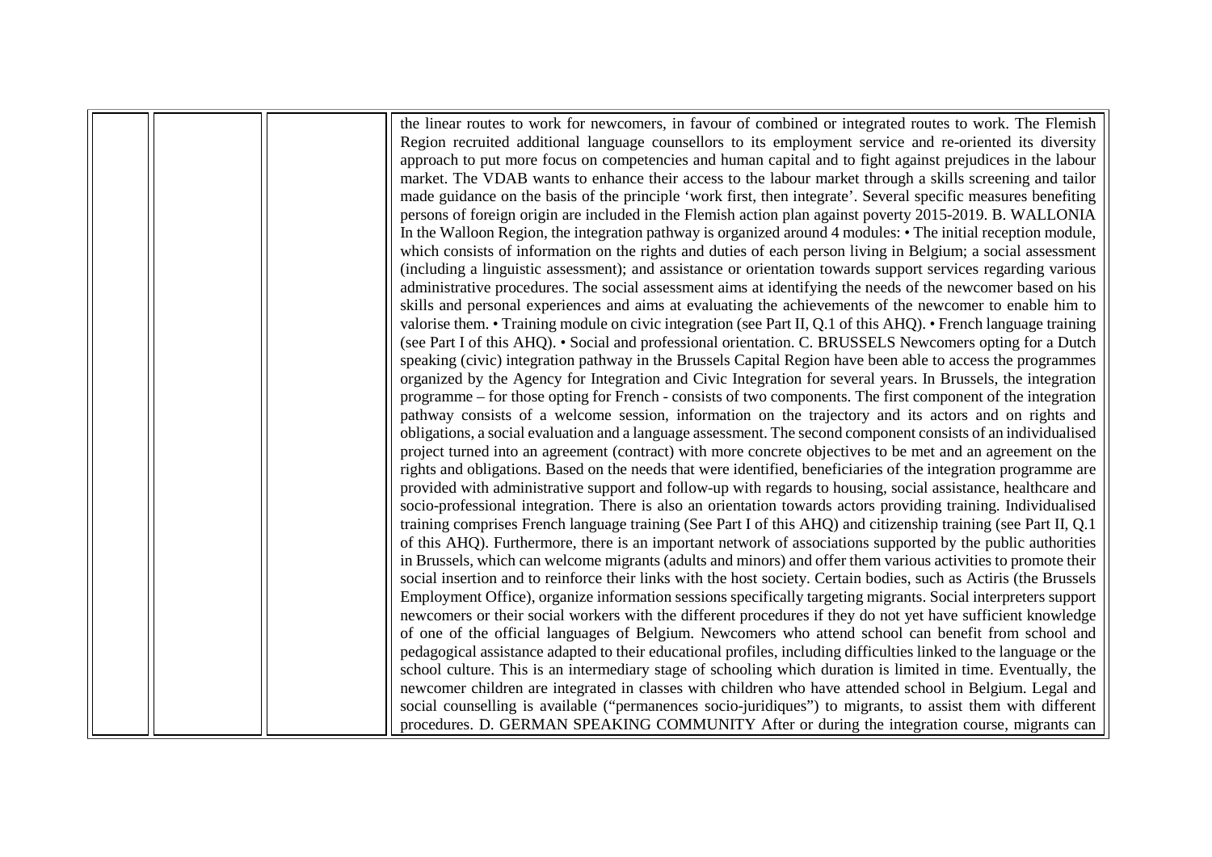| | | | |
|---|---|---|---|
| | | | the linear routes to work for newcomers, in favour of combined or integrated routes to work. The Flemish Region recruited additional language counsellors to its employment service and re-oriented its diversity approach to put more focus on competencies and human capital and to fight against prejudices in the labour market. The VDAB wants to enhance their access to the labour market through a skills screening and tailor made guidance on the basis of the principle 'work first, then integrate'. Several specific measures benefiting persons of foreign origin are included in the Flemish action plan against poverty 2015-2019. B. WALLONIA In the Walloon Region, the integration pathway is organized around 4 modules: • The initial reception module, which consists of information on the rights and duties of each person living in Belgium; a social assessment (including a linguistic assessment); and assistance or orientation towards support services regarding various administrative procedures. The social assessment aims at identifying the needs of the newcomer based on his skills and personal experiences and aims at evaluating the achievements of the newcomer to enable him to valorise them. • Training module on civic integration (see Part II, Q.1 of this AHQ). • French language training (see Part I of this AHQ). • Social and professional orientation. C. BRUSSELS Newcomers opting for a Dutch speaking (civic) integration pathway in the Brussels Capital Region have been able to access the programmes organized by the Agency for Integration and Civic Integration for several years. In Brussels, the integration programme – for those opting for French - consists of two components. The first component of the integration pathway consists of a welcome session, information on the trajectory and its actors and on rights and obligations, a social evaluation and a language assessment. The second component consists of an individualised project turned into an agreement (contract) with more concrete objectives to be met and an agreement on the rights and obligations. Based on the needs that were identified, beneficiaries of the integration programme are provided with administrative support and follow-up with regards to housing, social assistance, healthcare and socio-professional integration. There is also an orientation towards actors providing training. Individualised training comprises French language training (See Part I of this AHQ) and citizenship training (see Part II, Q.1 of this AHQ). Furthermore, there is an important network of associations supported by the public authorities in Brussels, which can welcome migrants (adults and minors) and offer them various activities to promote their social insertion and to reinforce their links with the host society. Certain bodies, such as Actiris (the Brussels Employment Office), organize information sessions specifically targeting migrants. Social interpreters support newcomers or their social workers with the different procedures if they do not yet have sufficient knowledge of one of the official languages of Belgium. Newcomers who attend school can benefit from school and pedagogical assistance adapted to their educational profiles, including difficulties linked to the language or the school culture. This is an intermediary stage of schooling which duration is limited in time. Eventually, the newcomer children are integrated in classes with children who have attended school in Belgium. Legal and social counselling is available ("permanences socio-juridiques") to migrants, to assist them with different procedures. D. GERMAN SPEAKING COMMUNITY After or during the integration course, migrants can |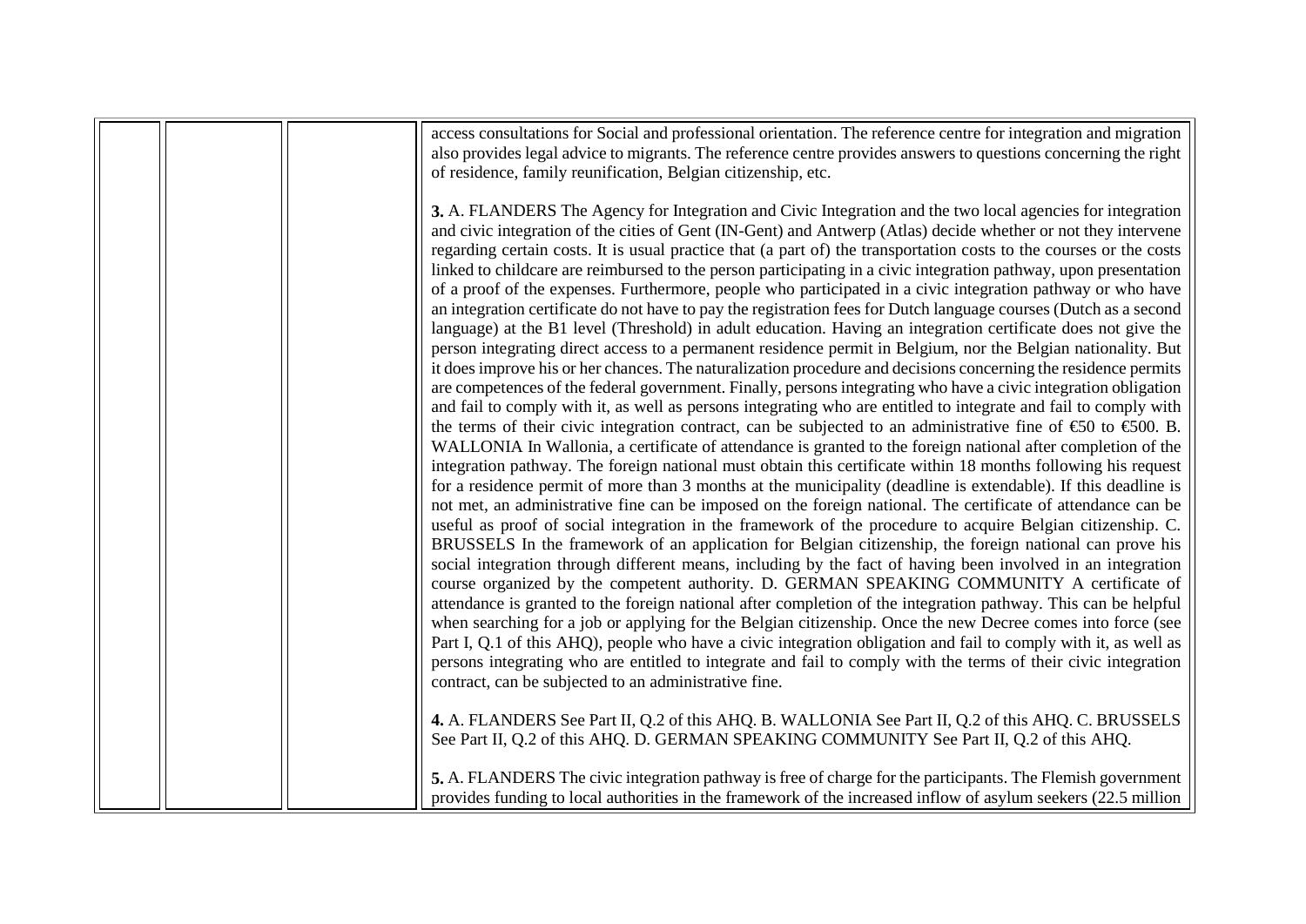| | | | |
|---|---|---|---|
| | | | access consultations for Social and professional orientation. The reference centre for integration and migration also provides legal advice to migrants. The reference centre provides answers to questions concerning the right of residence, family reunification, Belgian citizenship, etc.<br><br>**3.** A. FLANDERS The Agency for Integration and Civic Integration and the two local agencies for integration and civic integration of the cities of Gent (IN-Gent) and Antwerp (Atlas) decide whether or not they intervene regarding certain costs. It is usual practice that (a part of) the transportation costs to the courses or the costs linked to childcare are reimbursed to the person participating in a civic integration pathway, upon presentation of a proof of the expenses. Furthermore, people who participated in a civic integration pathway or who have an integration certificate do not have to pay the registration fees for Dutch language courses (Dutch as a second language) at the B1 level (Threshold) in adult education. Having an integration certificate does not give the person integrating direct access to a permanent residence permit in Belgium, nor the Belgian nationality. But it does improve his or her chances. The naturalization procedure and decisions concerning the residence permits are competences of the federal government. Finally, persons integrating who have a civic integration obligation and fail to comply with it, as well as persons integrating who are entitled to integrate and fail to comply with the terms of their civic integration contract, can be subjected to an administrative fine of €50 to €500. B. WALLONIA In Wallonia, a certificate of attendance is granted to the foreign national after completion of the integration pathway. The foreign national must obtain this certificate within 18 months following his request for a residence permit of more than 3 months at the municipality (deadline is extendable). If this deadline is not met, an administrative fine can be imposed on the foreign national. The certificate of attendance can be useful as proof of social integration in the framework of the procedure to acquire Belgian citizenship. C. BRUSSELS In the framework of an application for Belgian citizenship, the foreign national can prove his social integration through different means, including by the fact of having been involved in an integration course organized by the competent authority. D. GERMAN SPEAKING COMMUNITY A certificate of attendance is granted to the foreign national after completion of the integration pathway. This can be helpful when searching for a job or applying for the Belgian citizenship. Once the new Decree comes into force (see Part I, Q.1 of this AHQ), people who have a civic integration obligation and fail to comply with it, as well as persons integrating who are entitled to integrate and fail to comply with the terms of their civic integration contract, can be subjected to an administrative fine.<br><br>**4.** A. FLANDERS See Part II, Q.2 of this AHQ. B. WALLONIA See Part II, Q.2 of this AHQ. C. BRUSSELS See Part II, Q.2 of this AHQ. D. GERMAN SPEAKING COMMUNITY See Part II, Q.2 of this AHQ.<br><br>**5.** A. FLANDERS The civic integration pathway is free of charge for the participants. The Flemish government provides funding to local authorities in the framework of the increased inflow of asylum seekers (22.5 million |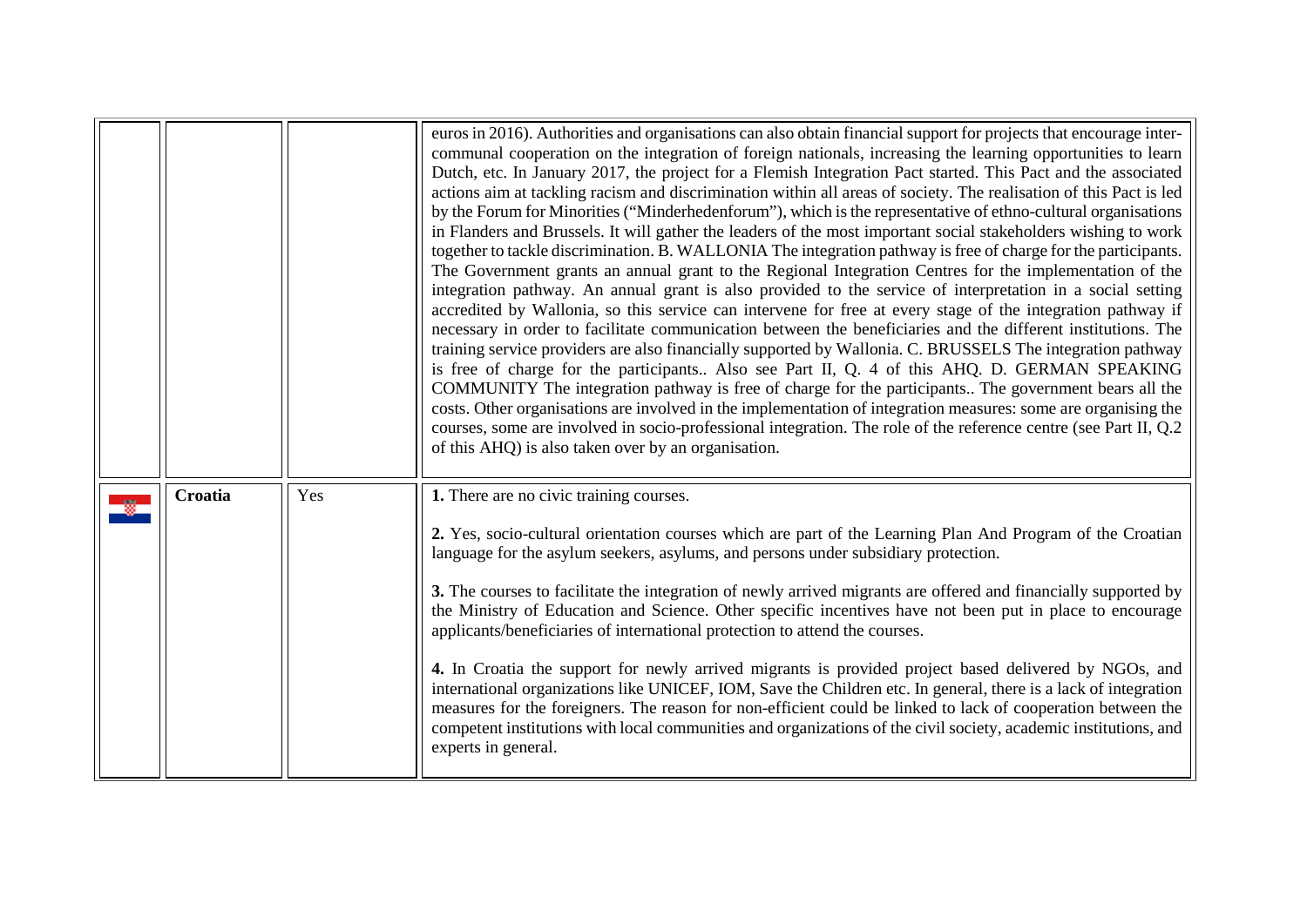|  |  |  |  |
|---|---|---|---|
|  |  |  | euros in 2016). Authorities and organisations can also obtain financial support for projects that encourage inter-communal cooperation on the integration of foreign nationals, increasing the learning opportunities to learn Dutch, etc. In January 2017, the project for a Flemish Integration Pact started. This Pact and the associated actions aim at tackling racism and discrimination within all areas of society. The realisation of this Pact is led by the Forum for Minorities ("Minderhedenforum"), which is the representative of ethno-cultural organisations in Flanders and Brussels. It will gather the leaders of the most important social stakeholders wishing to work together to tackle discrimination. B. WALLONIA The integration pathway is free of charge for the participants. The Government grants an annual grant to the Regional Integration Centres for the implementation of the integration pathway. An annual grant is also provided to the service of interpretation in a social setting accredited by Wallonia, so this service can intervene for free at every stage of the integration pathway if necessary in order to facilitate communication between the beneficiaries and the different institutions. The training service providers are also financially supported by Wallonia. C. BRUSSELS The integration pathway is free of charge for the participants.. Also see Part II, Q. 4 of this AHQ. D. GERMAN SPEAKING COMMUNITY The integration pathway is free of charge for the participants.. The government bears all the costs. Other organisations are involved in the implementation of integration measures: some are organising the courses, some are involved in socio-professional integration. The role of the reference centre (see Part II, Q.2 of this AHQ) is also taken over by an organisation. |
|  | **Croatia** | Yes | **1.** There are no civic training courses.<br><br>**2.** Yes, socio-cultural orientation courses which are part of the Learning Plan And Program of the Croatian language for the asylum seekers, asylums, and persons under subsidiary protection.<br><br>**3.** The courses to facilitate the integration of newly arrived migrants are offered and financially supported by the Ministry of Education and Science. Other specific incentives have not been put in place to encourage applicants/beneficiaries of international protection to attend the courses.<br><br>**4.** In Croatia the support for newly arrived migrants is provided project based delivered by NGOs, and international organizations like UNICEF, IOM, Save the Children etc. In general, there is a lack of integration measures for the foreigners. The reason for non-efficient could be linked to lack of cooperation between the competent institutions with local communities and organizations of the civil society, academic institutions, and experts in general. |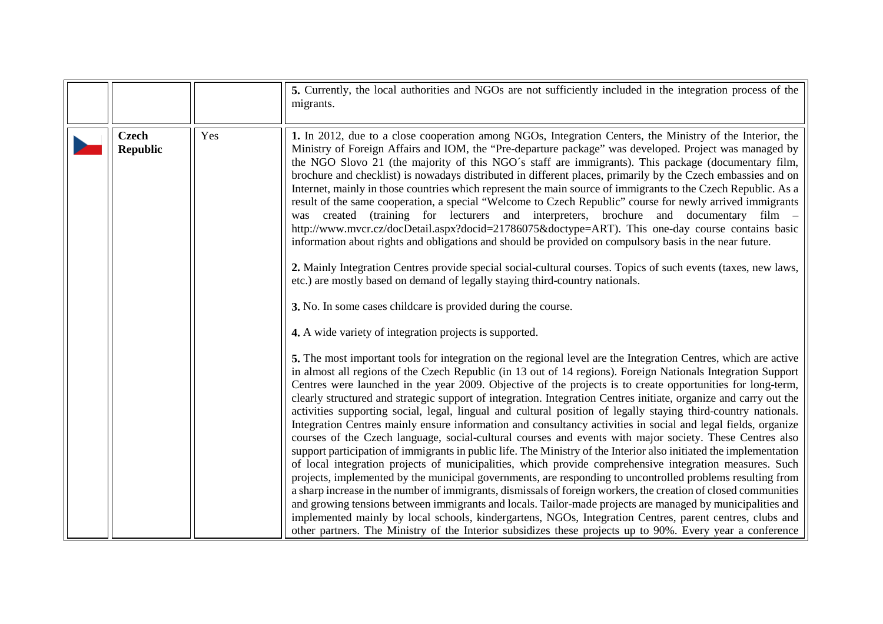| | | | |
|---|---|---|---|
| | | | **5.** Currently, the local authorities and NGOs are not sufficiently included in the integration process of the migrants. |
| | **Czech Republic** | Yes | **1.** In 2012, due to a close cooperation among NGOs, Integration Centers, the Ministry of the Interior, the Ministry of Foreign Affairs and IOM, the "Pre-departure package" was developed. Project was managed by the NGO Slovo 21 (the majority of this NGO´s staff are immigrants). This package (documentary film, brochure and checklist) is nowadays distributed in different places, primarily by the Czech embassies and on Internet, mainly in those countries which represent the main source of immigrants to the Czech Republic. As a result of the same cooperation, a special "Welcome to Czech Republic" course for newly arrived immigrants was created (training for lecturers and interpreters, brochure and documentary film – http://www.mvcr.cz/docDetail.aspx?docid=21786075&doctype=ART). This one-day course contains basic information about rights and obligations and should be provided on compulsory basis in the near future.<br><br>**2.** Mainly Integration Centres provide special social-cultural courses. Topics of such events (taxes, new laws, etc.) are mostly based on demand of legally staying third-country nationals.<br><br>**3.** No. In some cases childcare is provided during the course.<br><br>**4.** A wide variety of integration projects is supported.<br><br>**5.** The most important tools for integration on the regional level are the Integration Centres, which are active in almost all regions of the Czech Republic (in 13 out of 14 regions). Foreign Nationals Integration Support Centres were launched in the year 2009. Objective of the projects is to create opportunities for long-term, clearly structured and strategic support of integration. Integration Centres initiate, organize and carry out the activities supporting social, legal, lingual and cultural position of legally staying third-country nationals. Integration Centres mainly ensure information and consultancy activities in social and legal fields, organize courses of the Czech language, social-cultural courses and events with major society. These Centres also support participation of immigrants in public life. The Ministry of the Interior also initiated the implementation of local integration projects of municipalities, which provide comprehensive integration measures. Such projects, implemented by the municipal governments, are responding to uncontrolled problems resulting from a sharp increase in the number of immigrants, dismissals of foreign workers, the creation of closed communities and growing tensions between immigrants and locals. Tailor-made projects are managed by municipalities and implemented mainly by local schools, kindergartens, NGOs, Integration Centres, parent centres, clubs and other partners. The Ministry of the Interior subsidizes these projects up to 90%. Every year a conference |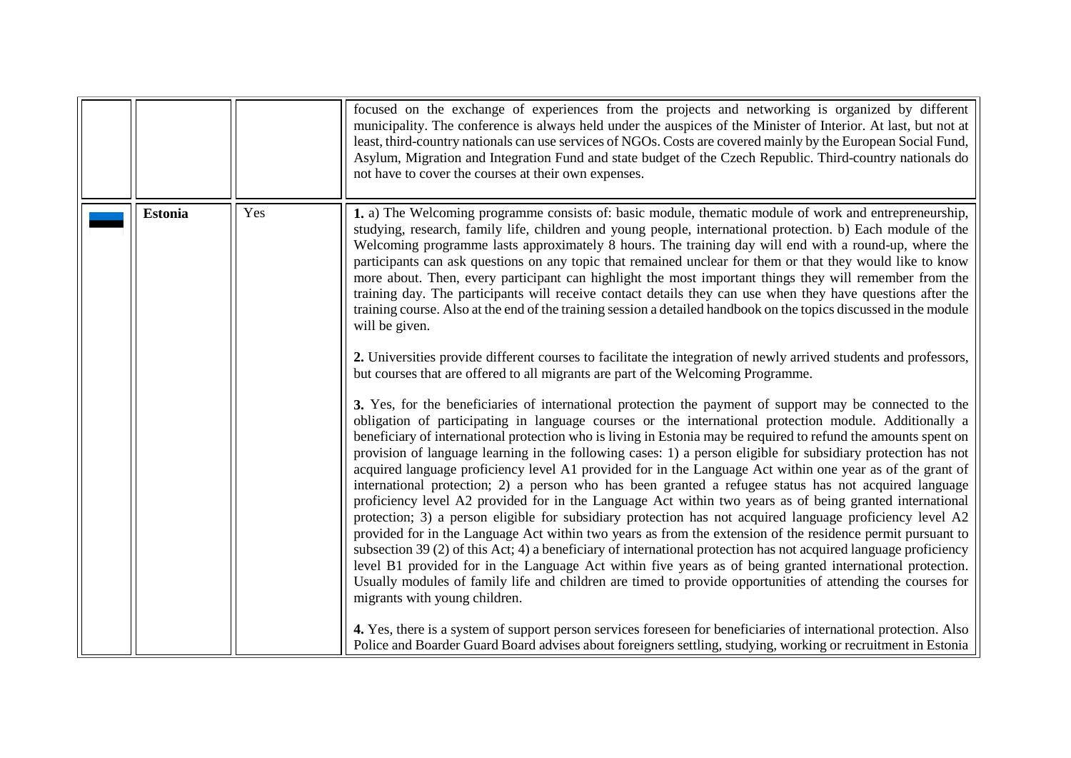| | | | |
|---|---|---|---|
| | | | focused on the exchange of experiences from the projects and networking is organized by different municipality. The conference is always held under the auspices of the Minister of Interior. At last, but not at least, third-country nationals can use services of NGOs. Costs are covered mainly by the European Social Fund, Asylum, Migration and Integration Fund and state budget of the Czech Republic. Third-country nationals do not have to cover the courses at their own expenses. |
| | **Estonia** | Yes | **1.** a) The Welcoming programme consists of: basic module, thematic module of work and entrepreneurship, studying, research, family life, children and young people, international protection. b) Each module of the Welcoming programme lasts approximately 8 hours. The training day will end with a round-up, where the participants can ask questions on any topic that remained unclear for them or that they would like to know more about. Then, every participant can highlight the most important things they will remember from the training day. The participants will receive contact details they can use when they have questions after the training course. Also at the end of the training session a detailed handbook on the topics discussed in the module will be given.<br><br>**2.** Universities provide different courses to facilitate the integration of newly arrived students and professors, but courses that are offered to all migrants are part of the Welcoming Programme.<br><br>**3.** Yes, for the beneficiaries of international protection the payment of support may be connected to the obligation of participating in language courses or the international protection module. Additionally a beneficiary of international protection who is living in Estonia may be required to refund the amounts spent on provision of language learning in the following cases: 1) a person eligible for subsidiary protection has not acquired language proficiency level A1 provided for in the Language Act within one year as of the grant of international protection; 2) a person who has been granted a refugee status has not acquired language proficiency level A2 provided for in the Language Act within two years as of being granted international protection; 3) a person eligible for subsidiary protection has not acquired language proficiency level A2 provided for in the Language Act within two years as from the extension of the residence permit pursuant to subsection 39 (2) of this Act; 4) a beneficiary of international protection has not acquired language proficiency level B1 provided for in the Language Act within five years as of being granted international protection. Usually modules of family life and children are timed to provide opportunities of attending the courses for migrants with young children.<br><br>**4.** Yes, there is a system of support person services foreseen for beneficiaries of international protection. Also Police and Boarder Guard Board advises about foreigners settling, studying, working or recruitment in Estonia |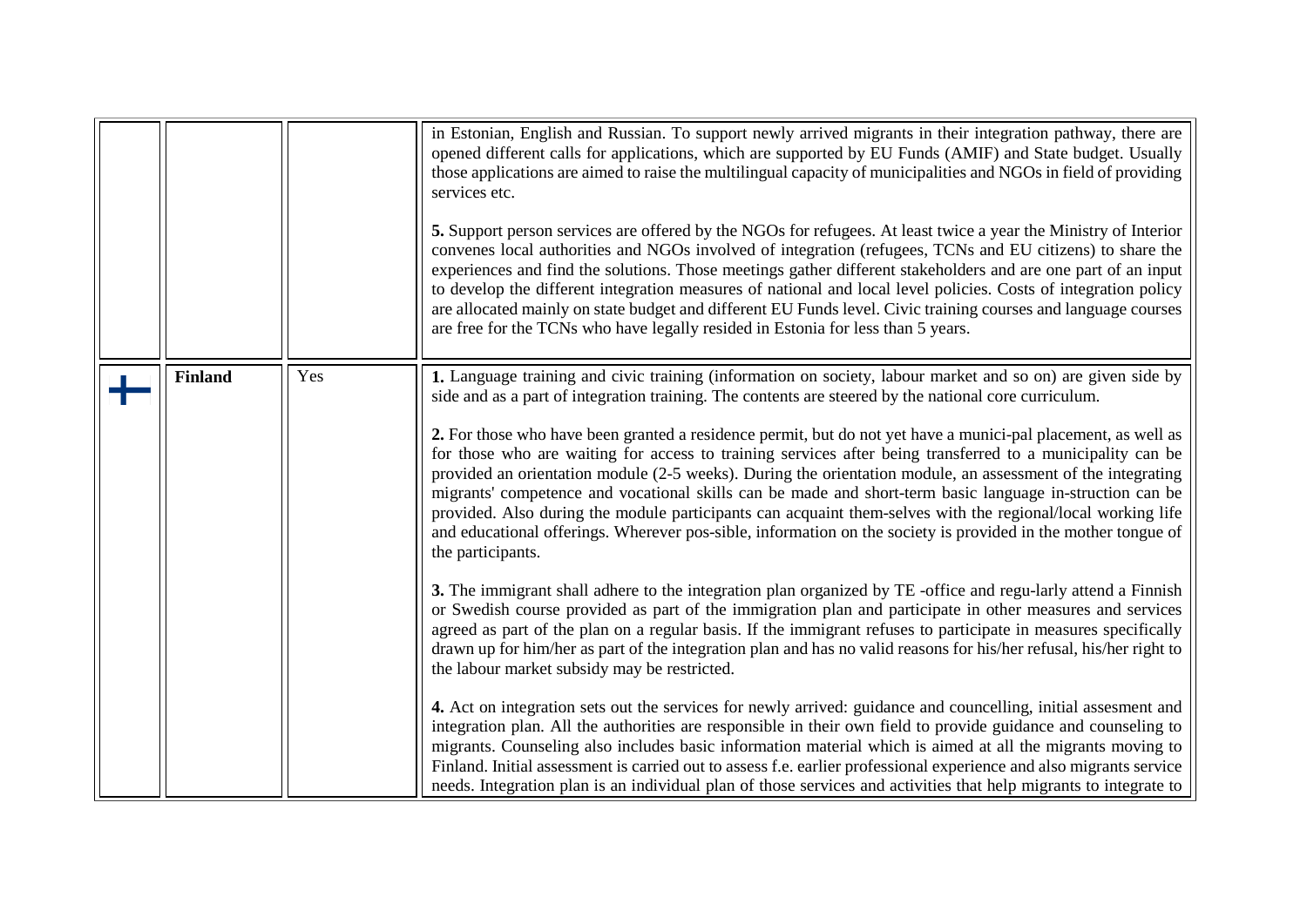| | | | |
|---|---|---|---|
| | | | in Estonian, English and Russian. To support newly arrived migrants in their integration pathway, there are opened different calls for applications, which are supported by EU Funds (AMIF) and State budget. Usually those applications are aimed to raise the multilingual capacity of municipalities and NGOs in field of providing services etc.<br><br>**5.** Support person services are offered by the NGOs for refugees. At least twice a year the Ministry of Interior convenes local authorities and NGOs involved of integration (refugees, TCNs and EU citizens) to share the experiences and find the solutions. Those meetings gather different stakeholders and are one part of an input to develop the different integration measures of national and local level policies. Costs of integration policy are allocated mainly on state budget and different EU Funds level. Civic training courses and language courses are free for the TCNs who have legally resided in Estonia for less than 5 years. |
| | **Finland** | Yes | **1.** Language training and civic training (information on society, labour market and so on) are given side by side and as a part of integration training. The contents are steered by the national core curriculum.<br><br>**2.** For those who have been granted a residence permit, but do not yet have a munici-pal placement, as well as for those who are waiting for access to training services after being transferred to a municipality can be provided an orientation module (2-5 weeks). During the orientation module, an assessment of the integrating migrants' competence and vocational skills can be made and short-term basic language in-struction can be provided. Also during the module participants can acquaint them-selves with the regional/local working life and educational offerings. Wherever pos-sible, information on the society is provided in the mother tongue of the participants.<br><br>**3.** The immigrant shall adhere to the integration plan organized by TE -office and regu-larly attend a Finnish or Swedish course provided as part of the immigration plan and participate in other measures and services agreed as part of the plan on a regular basis. If the immigrant refuses to participate in measures specifically drawn up for him/her as part of the integration plan and has no valid reasons for his/her refusal, his/her right to the labour market subsidy may be restricted.<br><br>**4.** Act on integration sets out the services for newly arrived: guidance and councelling, initial assesment and integration plan. All the authorities are responsible in their own field to provide guidance and counseling to migrants. Counseling also includes basic information material which is aimed at all the migrants moving to Finland. Initial assessment is carried out to assess f.e. earlier professional experience and also migrants service needs. Integration plan is an individual plan of those services and activities that help migrants to integrate to |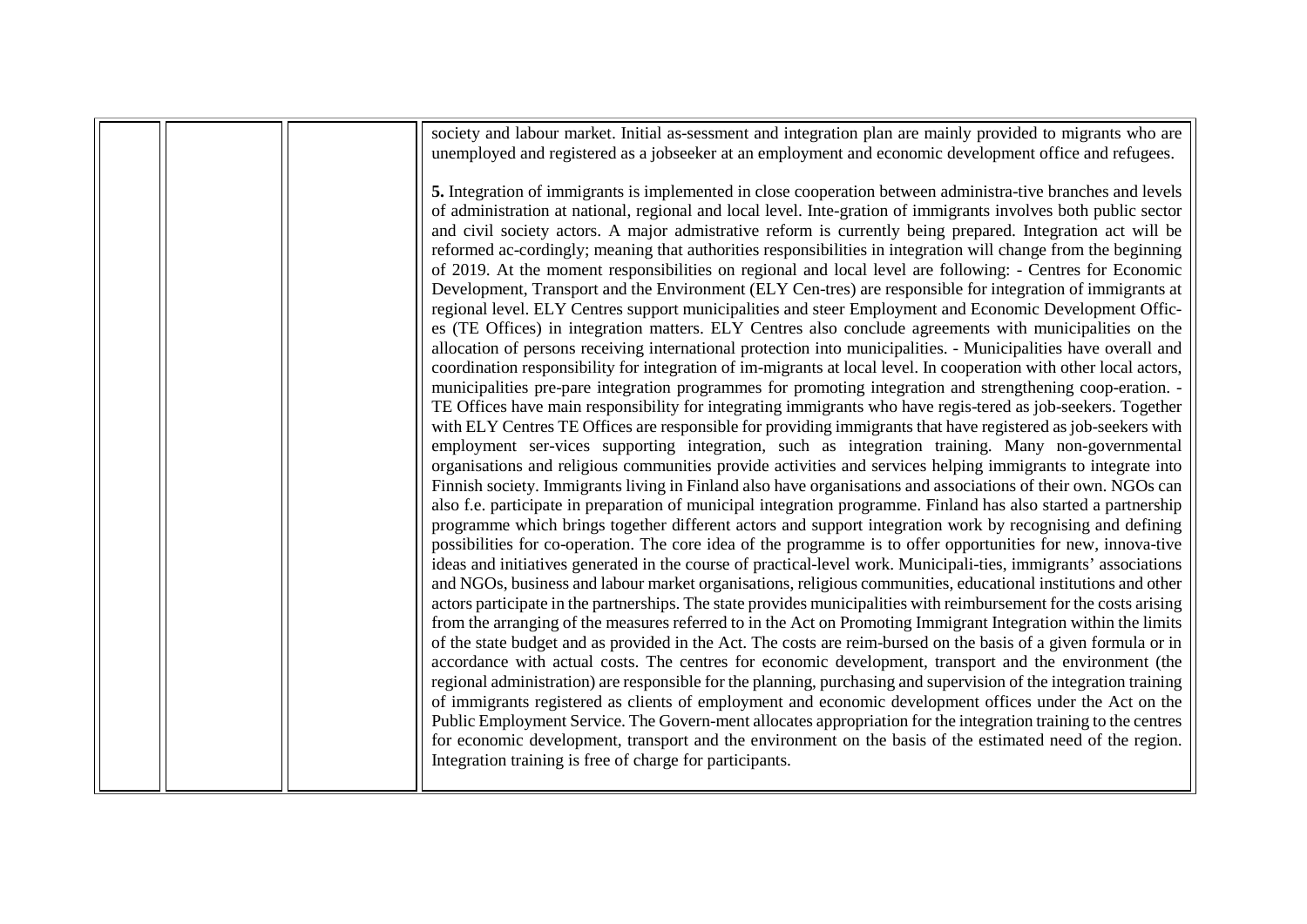| | | | |
|---|---|---|---|
| | | | society and labour market. Initial as-sessment and integration plan are mainly provided to migrants who are unemployed and registered as a jobseeker at an employment and economic development office and refugees.<br><br>**5.** Integration of immigrants is implemented in close cooperation between administra-tive branches and levels of administration at national, regional and local level. Inte-gration of immigrants involves both public sector and civil society actors. A major admistrative reform is currently being prepared. Integration act will be reformed ac-cordingly; meaning that authorities responsibilities in integration will change from the beginning of 2019. At the moment responsibilities on regional and local level are following: - Centres for Economic Development, Transport and the Environment (ELY Cen-tres) are responsible for integration of immigrants at regional level. ELY Centres support municipalities and steer Employment and Economic Development Offic-es (TE Offices) in integration matters. ELY Centres also conclude agreements with municipalities on the allocation of persons receiving international protection into municipalities. - Municipalities have overall and coordination responsibility for integration of im-migrants at local level. In cooperation with other local actors, municipalities pre-pare integration programmes for promoting integration and strengthening coop-eration. - TE Offices have main responsibility for integrating immigrants who have regis-tered as job-seekers. Together with ELY Centres TE Offices are responsible for providing immigrants that have registered as job-seekers with employment ser-vices supporting integration, such as integration training. Many non-governmental organisations and religious communities provide activities and services helping immigrants to integrate into Finnish society. Immigrants living in Finland also have organisations and associations of their own. NGOs can also f.e. participate in preparation of municipal integration programme. Finland has also started a partnership programme which brings together different actors and support integration work by recognising and defining possibilities for co-operation. The core idea of the programme is to offer opportunities for new, innova-tive ideas and initiatives generated in the course of practical-level work. Municipali-ties, immigrants' associations and NGOs, business and labour market organisations, religious communities, educational institutions and other actors participate in the partnerships. The state provides municipalities with reimbursement for the costs arising from the arranging of the measures referred to in the Act on Promoting Immigrant Integration within the limits of the state budget and as provided in the Act. The costs are reim-bursed on the basis of a given formula or in accordance with actual costs. The centres for economic development, transport and the environment (the regional administration) are responsible for the planning, purchasing and supervision of the integration training of immigrants registered as clients of employment and economic development offices under the Act on the Public Employment Service. The Govern-ment allocates appropriation for the integration training to the centres for economic development, transport and the environment on the basis of the estimated need of the region. Integration training is free of charge for participants. |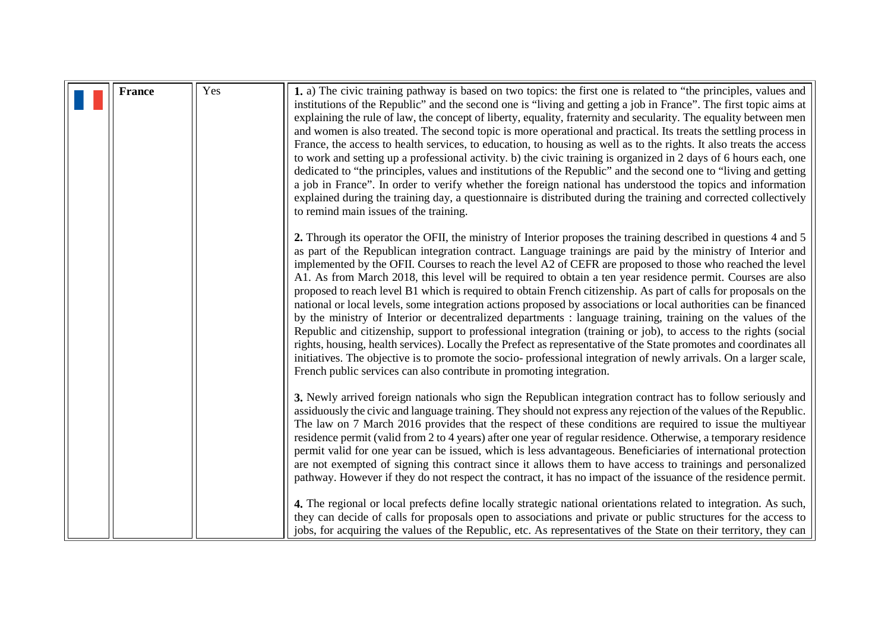|  | **France** | Yes | **1.** a) The civic training pathway is based on two topics: the first one is related to "the principles, values and institutions of the Republic" and the second one is "living and getting a job in France". The first topic aims at explaining the rule of law, the concept of liberty, equality, fraternity and secularity. The equality between men and women is also treated. The second topic is more operational and practical. Its treats the settling process in France, the access to health services, to education, to housing as well as to the rights. It also treats the access to work and setting up a professional activity. b) the civic training is organized in 2 days of 6 hours each, one dedicated to "the principles, values and institutions of the Republic" and the second one to "living and getting a job in France". In order to verify whether the foreign national has understood the topics and information explained during the training day, a questionnaire is distributed during the training and corrected collectively to remind main issues of the training.<br><br>**2.** Through its operator the OFII, the ministry of Interior proposes the training described in questions 4 and 5 as part of the Republican integration contract. Language trainings are paid by the ministry of Interior and implemented by the OFII. Courses to reach the level A2 of CEFR are proposed to those who reached the level A1. As from March 2018, this level will be required to obtain a ten year residence permit. Courses are also proposed to reach level B1 which is required to obtain French citizenship. As part of calls for proposals on the national or local levels, some integration actions proposed by associations or local authorities can be financed by the ministry of Interior or decentralized departments : language training, training on the values of the Republic and citizenship, support to professional integration (training or job), to access to the rights (social rights, housing, health services). Locally the Prefect as representative of the State promotes and coordinates all initiatives. The objective is to promote the socio- professional integration of newly arrivals. On a larger scale, French public services can also contribute in promoting integration.<br><br>**3.** Newly arrived foreign nationals who sign the Republican integration contract has to follow seriously and assiduously the civic and language training. They should not express any rejection of the values of the Republic. The law on 7 March 2016 provides that the respect of these conditions are required to issue the multiyear residence permit (valid from 2 to 4 years) after one year of regular residence. Otherwise, a temporary residence permit valid for one year can be issued, which is less advantageous. Beneficiaries of international protection are not exempted of signing this contract since it allows them to have access to trainings and personalized pathway. However if they do not respect the contract, it has no impact of the issuance of the residence permit.<br><br>**4.** The regional or local prefects define locally strategic national orientations related to integration. As such, they can decide of calls for proposals open to associations and private or public structures for the access to jobs, for acquiring the values of the Republic, etc. As representatives of the State on their territory, they can |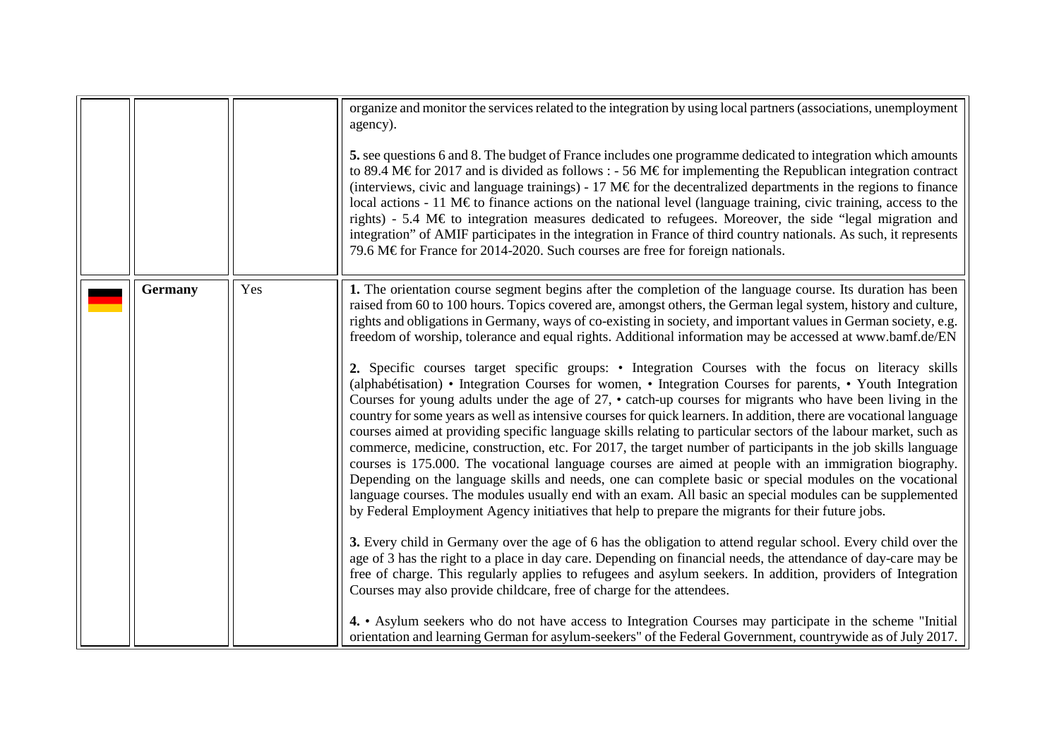|  |  |  |  |
|---|---|---|---|
|  |  |  | organize and monitor the services related to the integration by using local partners (associations, unemployment agency).<br><br>**5.** see questions 6 and 8. The budget of France includes one programme dedicated to integration which amounts to 89.4 M€ for 2017 and is divided as follows : - 56 M€ for implementing the Republican integration contract (interviews, civic and language trainings) - 17 M€ for the decentralized departments in the regions to finance local actions - 11 M€ to finance actions on the national level (language training, civic training, access to the rights) - 5.4 M€ to integration measures dedicated to refugees. Moreover, the side "legal migration and integration" of AMIF participates in the integration in France of third country nationals. As such, it represents 79.6 M€ for France for 2014-2020. Such courses are free for foreign nationals. |
|  | **Germany** | Yes | **1.** The orientation course segment begins after the completion of the language course. Its duration has been raised from 60 to 100 hours. Topics covered are, amongst others, the German legal system, history and culture, rights and obligations in Germany, ways of co-existing in society, and important values in German society, e.g. freedom of worship, tolerance and equal rights. Additional information may be accessed at www.bamf.de/EN<br><br>**2.** Specific courses target specific groups: • Integration Courses with the focus on literacy skills (alphabétisation) • Integration Courses for women, • Integration Courses for parents, • Youth Integration Courses for young adults under the age of 27, • catch-up courses for migrants who have been living in the country for some years as well as intensive courses for quick learners. In addition, there are vocational language courses aimed at providing specific language skills relating to particular sectors of the labour market, such as commerce, medicine, construction, etc. For 2017, the target number of participants in the job skills language courses is 175.000. The vocational language courses are aimed at people with an immigration biography. Depending on the language skills and needs, one can complete basic or special modules on the vocational language courses. The modules usually end with an exam. All basic an special modules can be supplemented by Federal Employment Agency initiatives that help to prepare the migrants for their future jobs.<br><br>**3.** Every child in Germany over the age of 6 has the obligation to attend regular school. Every child over the age of 3 has the right to a place in day care. Depending on financial needs, the attendance of day-care may be free of charge. This regularly applies to refugees and asylum seekers. In addition, providers of Integration Courses may also provide childcare, free of charge for the attendees.<br><br>**4.** • Asylum seekers who do not have access to Integration Courses may participate in the scheme "Initial orientation and learning German for asylum-seekers" of the Federal Government, countrywide as of July 2017. |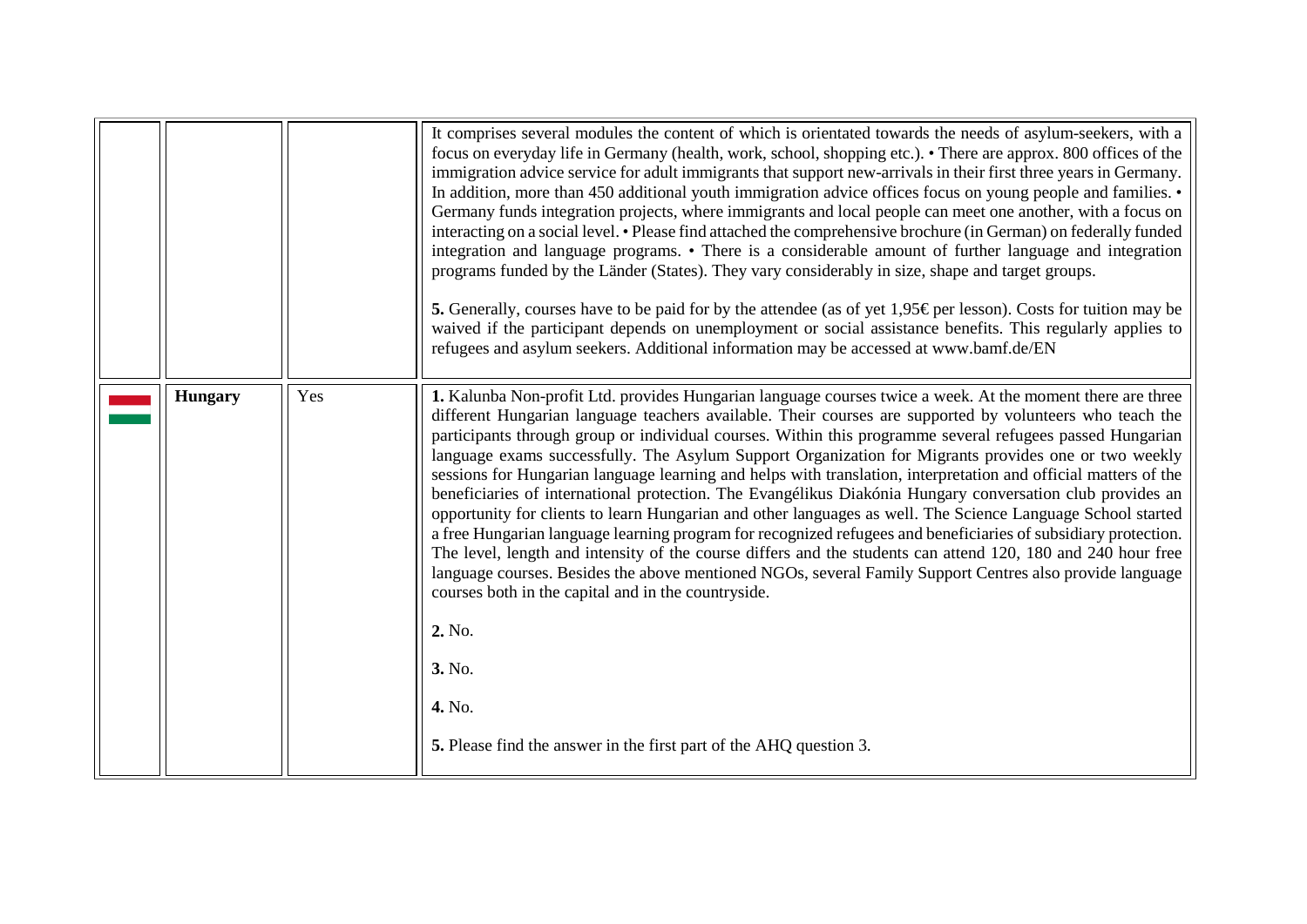| | | | |
|---|---|---|---|
| | | | It comprises several modules the content of which is orientated towards the needs of asylum-seekers, with a focus on everyday life in Germany (health, work, school, shopping etc.). • There are approx. 800 offices of the immigration advice service for adult immigrants that support new-arrivals in their first three years in Germany. In addition, more than 450 additional youth immigration advice offices focus on young people and families. • Germany funds integration projects, where immigrants and local people can meet one another, with a focus on interacting on a social level. • Please find attached the comprehensive brochure (in German) on federally funded integration and language programs. • There is a considerable amount of further language and integration programs funded by the Länder (States). They vary considerably in size, shape and target groups.<br><br>**5.** Generally, courses have to be paid for by the attendee (as of yet 1,95€ per lesson). Costs for tuition may be waived if the participant depends on unemployment or social assistance benefits. This regularly applies to refugees and asylum seekers. Additional information may be accessed at www.bamf.de/EN |
| | **Hungary** | Yes | **1.** Kalunba Non-profit Ltd. provides Hungarian language courses twice a week. At the moment there are three different Hungarian language teachers available. Their courses are supported by volunteers who teach the participants through group or individual courses. Within this programme several refugees passed Hungarian language exams successfully. The Asylum Support Organization for Migrants provides one or two weekly sessions for Hungarian language learning and helps with translation, interpretation and official matters of the beneficiaries of international protection. The Evangélikus Diakónia Hungary conversation club provides an opportunity for clients to learn Hungarian and other languages as well. The Science Language School started a free Hungarian language learning program for recognized refugees and beneficiaries of subsidiary protection. The level, length and intensity of the course differs and the students can attend 120, 180 and 240 hour free language courses. Besides the above mentioned NGOs, several Family Support Centres also provide language courses both in the capital and in the countryside.<br><br>**2.** No.<br><br>**3.** No.<br><br>**4.** No.<br><br>**5.** Please find the answer in the first part of the AHQ question 3. |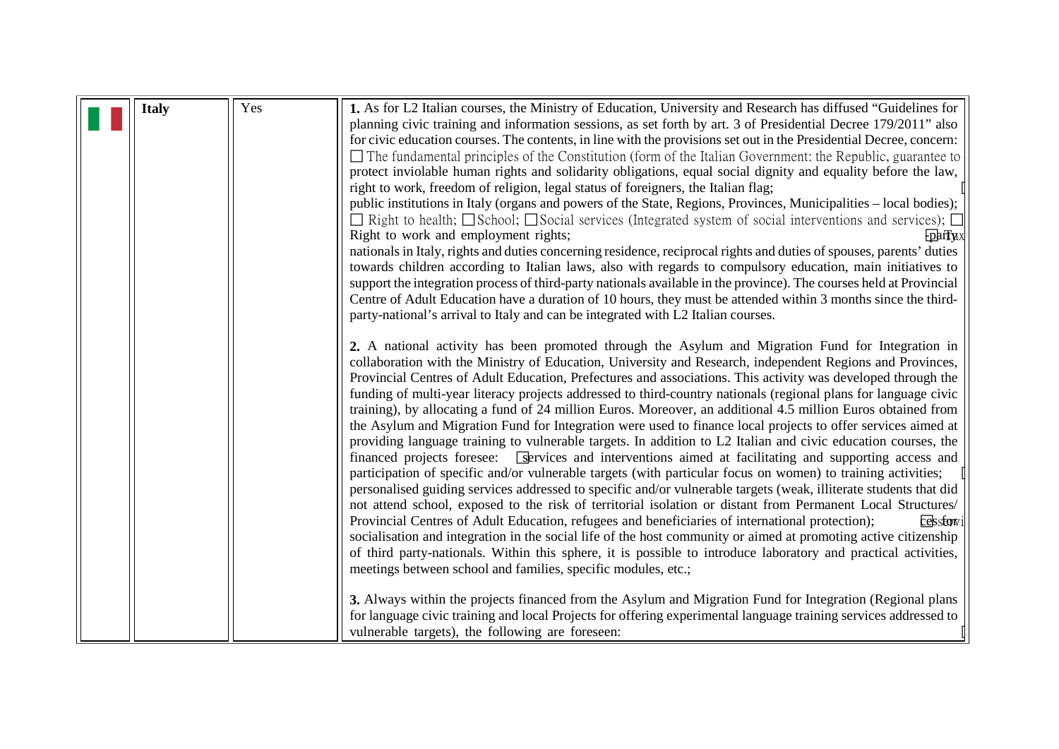|  | **Italy** | Yes | **1.** As for L2 Italian courses, the Ministry of Education, University and Research has diffused "Guidelines for planning civic training and information sessions, as set forth by art. 3 of Presidential Decree 179/2011" also for civic education courses. The contents, in line with the provisions set out in the Presidential Decree, concern: ☐ The fundamental principles of the Constitution (form of the Italian Government: the Republic, guarantee to protect inviolable human rights and solidarity obligations, equal social dignity and equality before the law, right to work, freedom of religion, legal status of foreigners, the Italian flag; ☐ public institutions in Italy (organs and powers of the State, Regions, Provinces, Municipalities – local bodies); ☐ Right to health; ☐ School; ☐ Social services (Integrated system of social interventions and services); ☐ Right to work and employment rights; ☐ Tax ☐ party nationals in Italy, rights and duties concerning residence, reciprocal rights and duties of spouses, parents' duties towards children according to Italian laws, also with regards to compulsory education, main initiatives to support the integration process of third-party nationals available in the province). The courses held at Provincial Centre of Adult Education have a duration of 10 hours, they must be attended within 3 months since the third-party-national's arrival to Italy and can be integrated with L2 Italian courses.<br><br>**2.** A national activity has been promoted through the Asylum and Migration Fund for Integration in collaboration with the Ministry of Education, University and Research, independent Regions and Provinces, Provincial Centres of Adult Education, Prefectures and associations. This activity was developed through the funding of multi-year literacy projects addressed to third-country nationals (regional plans for language civic training), by allocating a fund of 24 million Euros. Moreover, an additional 4.5 million Euros obtained from the Asylum and Migration Fund for Integration were used to finance local projects to offer services aimed at providing language training to vulnerable targets. In addition to L2 Italian and civic education courses, the financed projects foresee: ☐ services and interventions aimed at facilitating and supporting access and participation of specific and/or vulnerable targets (with particular focus on women) to training activities; ☐ personalised guiding services addressed to specific and/or vulnerable targets (weak, illiterate students that did not attend school, exposed to the risk of territorial isolation or distant from Permanent Local Structures/ Provincial Centres of Adult Education, refugees and beneficiaries of international protection); ☐ services for socialisation and integration in the social life of the host community or aimed at promoting active citizenship of third party-nationals. Within this sphere, it is possible to introduce laboratory and practical activities, meetings between school and families, specific modules, etc.;<br><br>**3.** Always within the projects financed from the Asylum and Migration Fund for Integration (Regional plans for language civic training and local Projects for offering experimental language training services addressed to vulnerable targets), the following are foreseen: ☐ |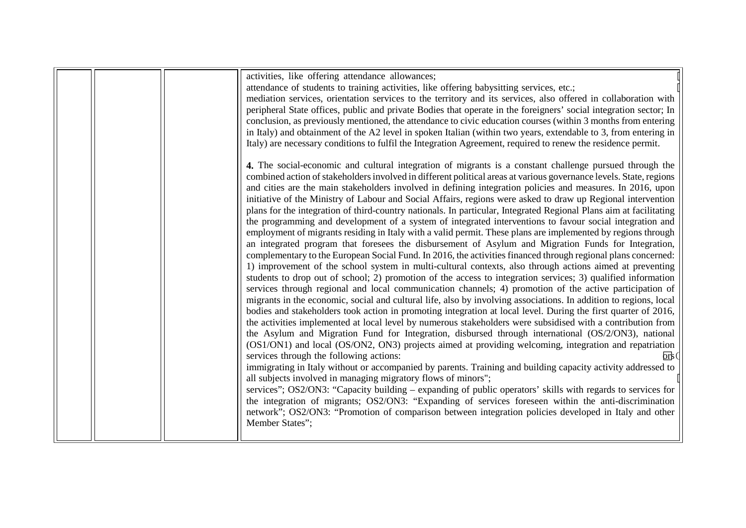| | | | activities, like offering attendance allowances;<br>attendance of students to training activities, like offering babysitting services, etc.;<br>mediation services, orientation services to the territory and its services, also offered in collaboration with peripheral State offices, public and private Bodies that operate in the foreigners' social integration sector; In conclusion, as previously mentioned, the attendance to civic education courses (within 3 months from entering in Italy) and obtainment of the A2 level in spoken Italian (within two years, extendable to 3, from entering in Italy) are necessary conditions to fulfil the Integration Agreement, required to renew the residence permit.<br><br>**4.** The social-economic and cultural integration of migrants is a constant challenge pursued through the combined action of stakeholders involved in different political areas at various governance levels. State, regions and cities are the main stakeholders involved in defining integration policies and measures. In 2016, upon initiative of the Ministry of Labour and Social Affairs, regions were asked to draw up Regional intervention plans for the integration of third-country nationals. In particular, Integrated Regional Plans aim at facilitating the programming and development of a system of integrated interventions to favour social integration and employment of migrants residing in Italy with a valid permit. These plans are implemented by regions through an integrated program that foresees the disbursement of Asylum and Migration Funds for Integration, complementary to the European Social Fund. In 2016, the activities financed through regional plans concerned: 1) improvement of the school system in multi-cultural contexts, also through actions aimed at preventing students to drop out of school; 2) promotion of the access to integration services; 3) qualified information services through regional and local communication channels; 4) promotion of the active participation of migrants in the economic, social and cultural life, also by involving associations. In addition to regions, local bodies and stakeholders took action in promoting integration at local level. During the first quarter of 2016, the activities implemented at local level by numerous stakeholders were subsidised with a contribution from the Asylum and Migration Fund for Integration, disbursed through international (OS/2/ON3), national (OS1/ON1) and local (OS/ON2, ON3) projects aimed at providing welcoming, integration and repatriation services through the following actions:<br>immigrating in Italy without or accompanied by parents. Training and building capacity activity addressed to all subjects involved in managing migratory flows of minors";<br>services"; OS2/ON3: "Capacity building – expanding of public operators' skills with regards to services for the integration of migrants; OS2/ON3: "Expanding of services foreseen within the anti-discrimination network"; OS2/ON3: "Promotion of comparison between integration policies developed in Italy and other Member States"; |
|---|---|---|---|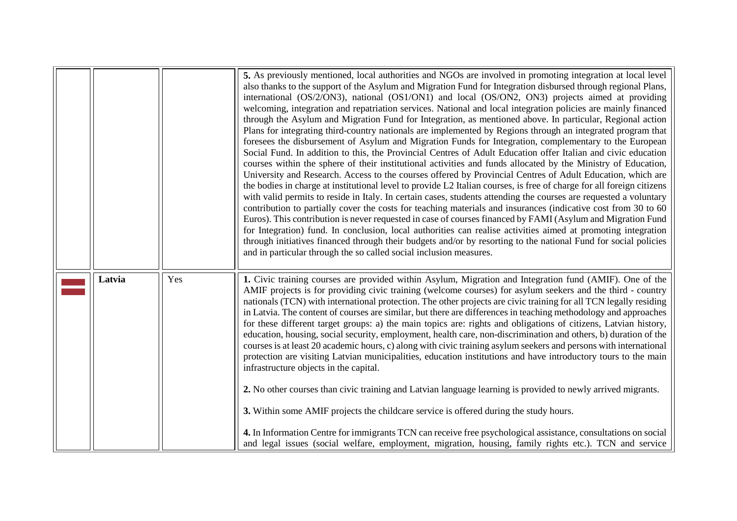| | | | |
|---|---|---|---|
| | | | **5.** As previously mentioned, local authorities and NGOs are involved in promoting integration at local level also thanks to the support of the Asylum and Migration Fund for Integration disbursed through regional Plans, international (OS/2/ON3), national (OS1/ON1) and local (OS/ON2, ON3) projects aimed at providing welcoming, integration and repatriation services. National and local integration policies are mainly financed through the Asylum and Migration Fund for Integration, as mentioned above. In particular, Regional action Plans for integrating third-country nationals are implemented by Regions through an integrated program that foresees the disbursement of Asylum and Migration Funds for Integration, complementary to the European Social Fund. In addition to this, the Provincial Centres of Adult Education offer Italian and civic education courses within the sphere of their institutional activities and funds allocated by the Ministry of Education, University and Research. Access to the courses offered by Provincial Centres of Adult Education, which are the bodies in charge at institutional level to provide L2 Italian courses, is free of charge for all foreign citizens with valid permits to reside in Italy. In certain cases, students attending the courses are requested a voluntary contribution to partially cover the costs for teaching materials and insurances (indicative cost from 30 to 60 Euros). This contribution is never requested in case of courses financed by FAMI (Asylum and Migration Fund for Integration) fund. In conclusion, local authorities can realise activities aimed at promoting integration through initiatives financed through their budgets and/or by resorting to the national Fund for social policies and in particular through the so called social inclusion measures. |
| | **Latvia** | Yes | **1.** Civic training courses are provided within Asylum, Migration and Integration fund (AMIF). One of the AMIF projects is for providing civic training (welcome courses) for asylum seekers and the third - country nationals (TCN) with international protection. The other projects are civic training for all TCN legally residing in Latvia. The content of courses are similar, but there are differences in teaching methodology and approaches for these different target groups: a) the main topics are: rights and obligations of citizens, Latvian history, education, housing, social security, employment, health care, non-discrimination and others, b) duration of the courses is at least 20 academic hours, c) along with civic training asylum seekers and persons with international protection are visiting Latvian municipalities, education institutions and have introductory tours to the main infrastructure objects in the capital.<br><br>**2.** No other courses than civic training and Latvian language learning is provided to newly arrived migrants.<br><br>**3.** Within some AMIF projects the childcare service is offered during the study hours.<br><br>**4.** In Information Centre for immigrants TCN can receive free psychological assistance, consultations on social and legal issues (social welfare, employment, migration, housing, family rights etc.). TCN and service |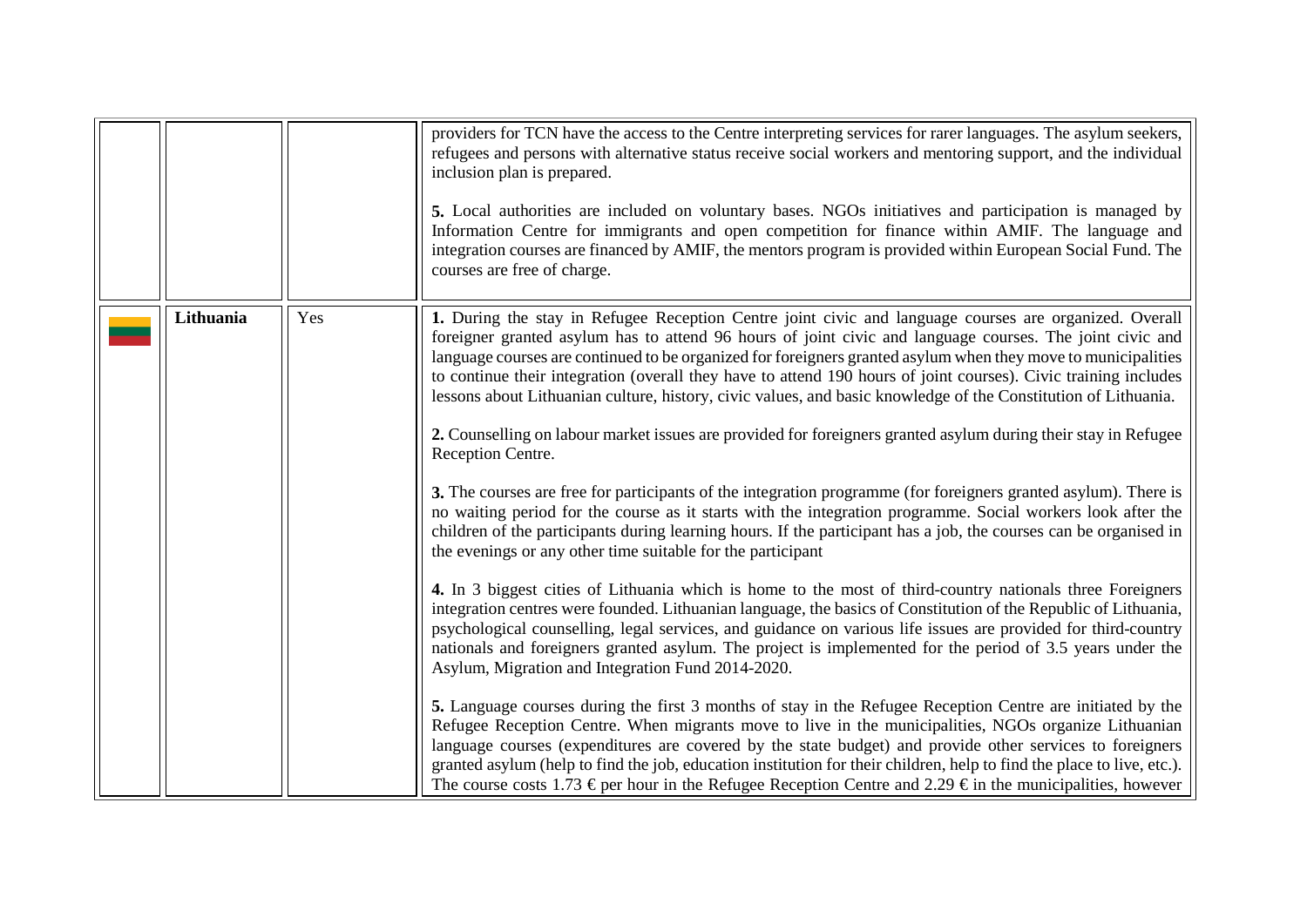| | | | |
|---|---|---|---|
| | | | providers for TCN have the access to the Centre interpreting services for rarer languages. The asylum seekers, refugees and persons with alternative status receive social workers and mentoring support, and the individual inclusion plan is prepared.<br><br>**5.** Local authorities are included on voluntary bases. NGOs initiatives and participation is managed by Information Centre for immigrants and open competition for finance within AMIF. The language and integration courses are financed by AMIF, the mentors program is provided within European Social Fund. The courses are free of charge. |
| | **Lithuania** | Yes | **1.** During the stay in Refugee Reception Centre joint civic and language courses are organized. Overall foreigner granted asylum has to attend 96 hours of joint civic and language courses. The joint civic and language courses are continued to be organized for foreigners granted asylum when they move to municipalities to continue their integration (overall they have to attend 190 hours of joint courses). Civic training includes lessons about Lithuanian culture, history, civic values, and basic knowledge of the Constitution of Lithuania.<br><br>**2.** Counselling on labour market issues are provided for foreigners granted asylum during their stay in Refugee Reception Centre.<br><br>**3.** The courses are free for participants of the integration programme (for foreigners granted asylum). There is no waiting period for the course as it starts with the integration programme. Social workers look after the children of the participants during learning hours. If the participant has a job, the courses can be organised in the evenings or any other time suitable for the participant<br><br>**4.** In 3 biggest cities of Lithuania which is home to the most of third-country nationals three Foreigners integration centres were founded. Lithuanian language, the basics of Constitution of the Republic of Lithuania, psychological counselling, legal services, and guidance on various life issues are provided for third-country nationals and foreigners granted asylum. The project is implemented for the period of 3.5 years under the Asylum, Migration and Integration Fund 2014-2020.<br><br>**5.** Language courses during the first 3 months of stay in the Refugee Reception Centre are initiated by the Refugee Reception Centre. When migrants move to live in the municipalities, NGOs organize Lithuanian language courses (expenditures are covered by the state budget) and provide other services to foreigners granted asylum (help to find the job, education institution for their children, help to find the place to live, etc.). The course costs 1.73 € per hour in the Refugee Reception Centre and 2.29 € in the municipalities, however |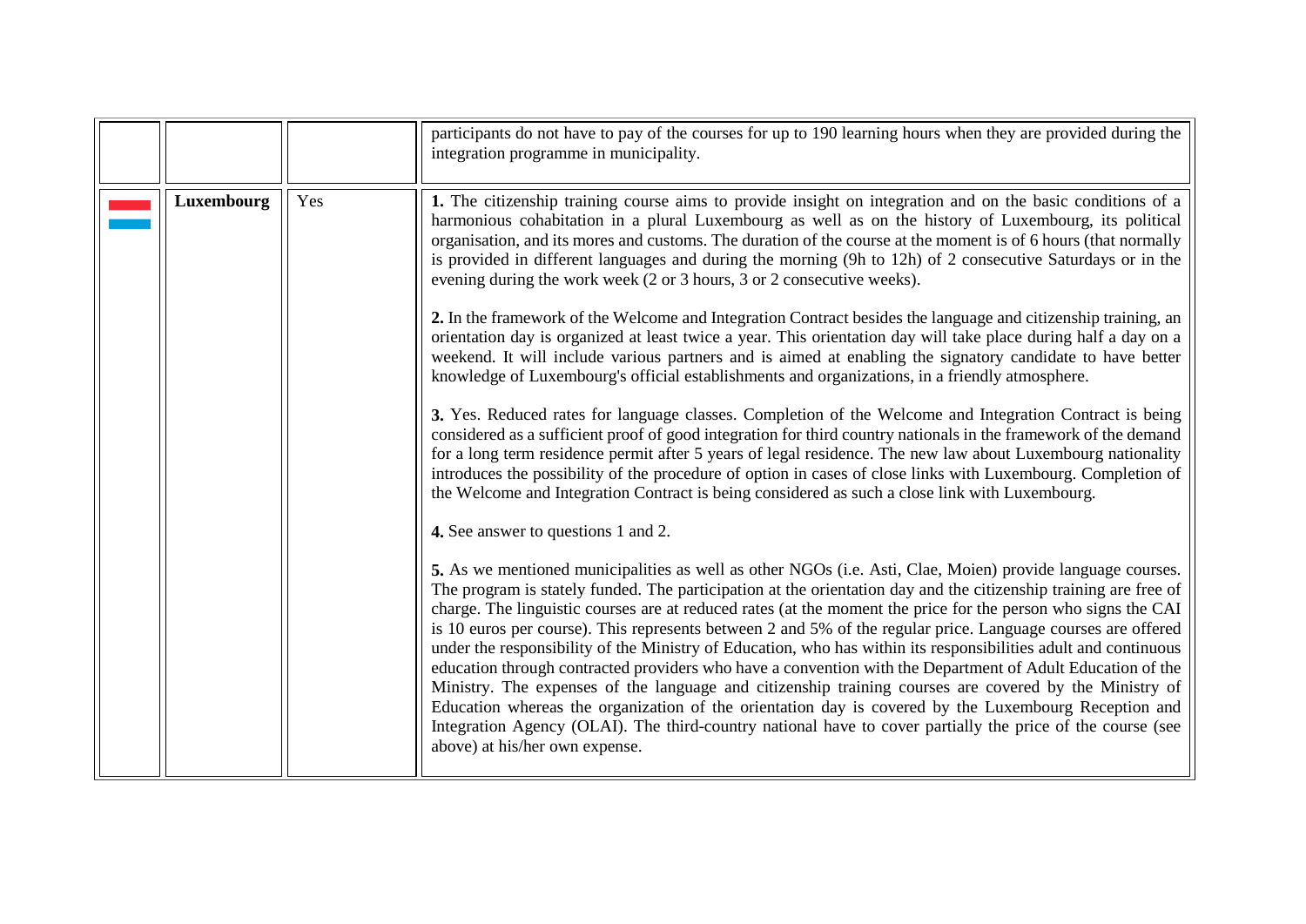| | | | |
|---|---|---|---|
| | | | participants do not have to pay of the courses for up to 190 learning hours when they are provided during the integration programme in municipality. |
| | **Luxembourg** | Yes | **1.** The citizenship training course aims to provide insight on integration and on the basic conditions of a harmonious cohabitation in a plural Luxembourg as well as on the history of Luxembourg, its political organisation, and its mores and customs. The duration of the course at the moment is of 6 hours (that normally is provided in different languages and during the morning (9h to 12h) of 2 consecutive Saturdays or in the evening during the work week (2 or 3 hours, 3 or 2 consecutive weeks).<br><br>**2.** In the framework of the Welcome and Integration Contract besides the language and citizenship training, an orientation day is organized at least twice a year. This orientation day will take place during half a day on a weekend. It will include various partners and is aimed at enabling the signatory candidate to have better knowledge of Luxembourg's official establishments and organizations, in a friendly atmosphere.<br><br>**3.** Yes. Reduced rates for language classes. Completion of the Welcome and Integration Contract is being considered as a sufficient proof of good integration for third country nationals in the framework of the demand for a long term residence permit after 5 years of legal residence. The new law about Luxembourg nationality introduces the possibility of the procedure of option in cases of close links with Luxembourg. Completion of the Welcome and Integration Contract is being considered as such a close link with Luxembourg.<br><br>**4.** See answer to questions 1 and 2.<br><br>**5.** As we mentioned municipalities as well as other NGOs (i.e. Asti, Clae, Moien) provide language courses. The program is stately funded. The participation at the orientation day and the citizenship training are free of charge. The linguistic courses are at reduced rates (at the moment the price for the person who signs the CAI is 10 euros per course). This represents between 2 and 5% of the regular price. Language courses are offered under the responsibility of the Ministry of Education, who has within its responsibilities adult and continuous education through contracted providers who have a convention with the Department of Adult Education of the Ministry. The expenses of the language and citizenship training courses are covered by the Ministry of Education whereas the organization of the orientation day is covered by the Luxembourg Reception and Integration Agency (OLAI). The third-country national have to cover partially the price of the course (see above) at his/her own expense. |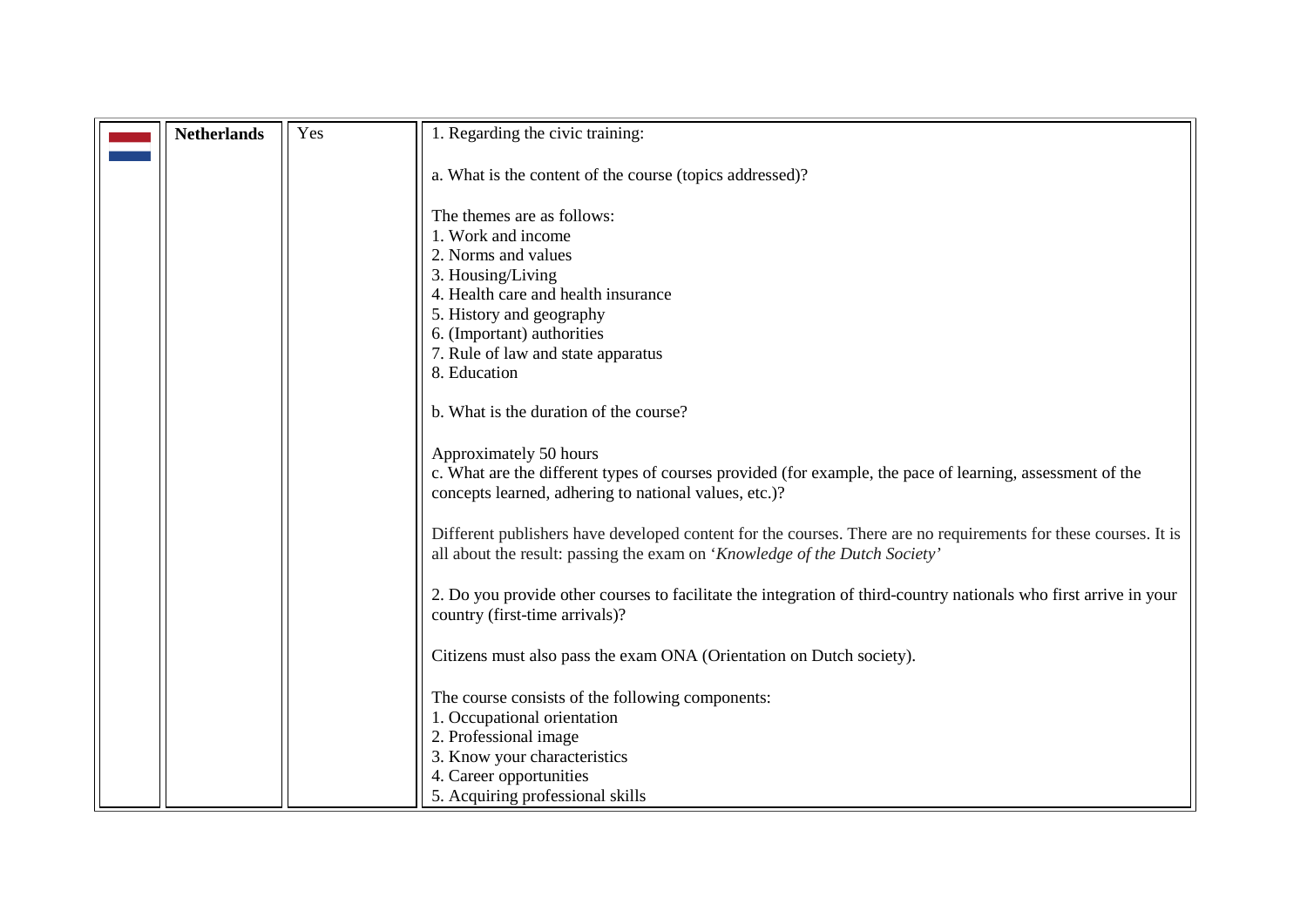| | **Netherlands** | Yes | 1. Regarding the civic training:<br><br>a. What is the content of the course (topics addressed)?<br><br>The themes are as follows:<br>1. Work and income<br>2. Norms and values<br>3. Housing/Living<br>4. Health care and health insurance<br>5. History and geography<br>6. (Important) authorities<br>7. Rule of law and state apparatus<br>8. Education<br><br>b. What is the duration of the course?<br><br>Approximately 50 hours<br>c. What are the different types of courses provided (for example, the pace of learning, assessment of the concepts learned, adhering to national values, etc.)?<br><br>Different publishers have developed content for the courses. There are no requirements for these courses. It is all about the result: passing the exam on '*Knowledge of the Dutch Society*'<br><br>2. Do you provide other courses to facilitate the integration of third-country nationals who first arrive in your country (first-time arrivals)?<br><br>Citizens must also pass the exam ONA (Orientation on Dutch society).<br><br>The course consists of the following components:<br>1. Occupational orientation<br>2. Professional image<br>3. Know your characteristics<br>4. Career opportunities<br>5. Acquiring professional skills |
|---|---|---|---|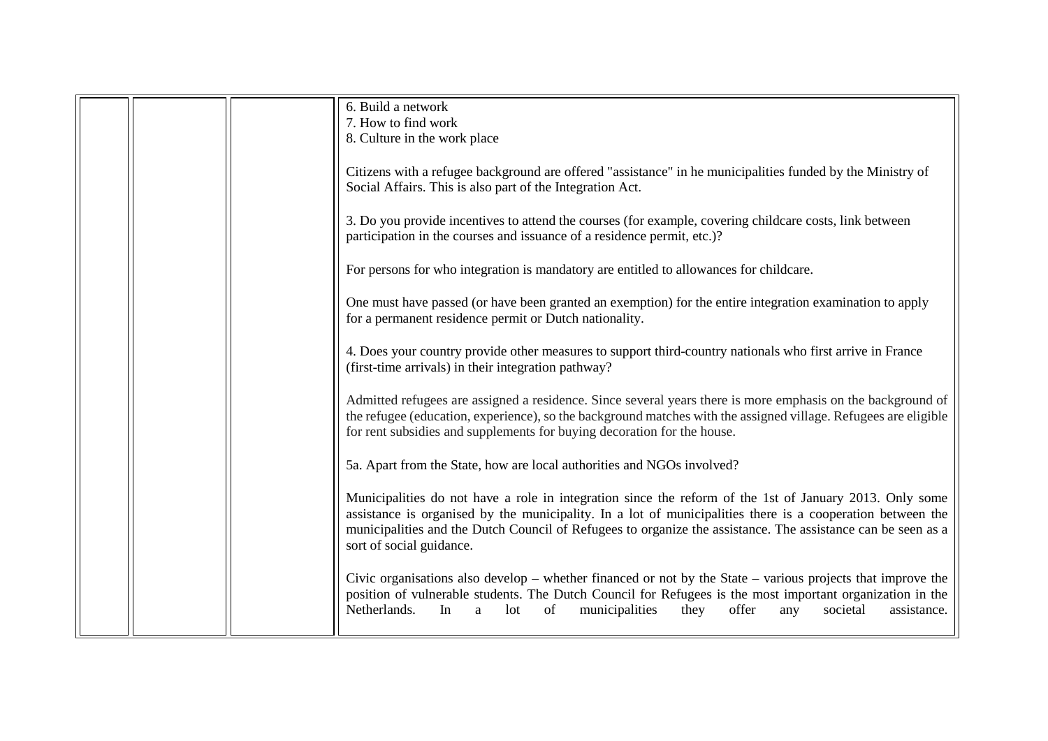| | | | 6. Build a network<br>7. How to find work<br>8. Culture in the work place<br><br>Citizens with a refugee background are offered "assistance" in he municipalities funded by the Ministry of Social Affairs. This is also part of the Integration Act.<br><br>3. Do you provide incentives to attend the courses (for example, covering childcare costs, link between participation in the courses and issuance of a residence permit, etc.)?<br><br>For persons for who integration is mandatory are entitled to allowances for childcare.<br><br>One must have passed (or have been granted an exemption) for the entire integration examination to apply for a permanent residence permit or Dutch nationality.<br><br>4. Does your country provide other measures to support third-country nationals who first arrive in France (first-time arrivals) in their integration pathway?<br><br>Admitted refugees are assigned a residence. Since several years there is more emphasis on the background of the refugee (education, experience), so the background matches with the assigned village. Refugees are eligible for rent subsidies and supplements for buying decoration for the house.<br><br>5a. Apart from the State, how are local authorities and NGOs involved?<br><br>Municipalities do not have a role in integration since the reform of the 1st of January 2013. Only some assistance is organised by the municipality. In a lot of municipalities there is a cooperation between the municipalities and the Dutch Council of Refugees to organize the assistance. The assistance can be seen as a sort of social guidance.<br><br>Civic organisations also develop – whether financed or not by the State – various projects that improve the position of vulnerable students. The Dutch Council for Refugees is the most important organization in the Netherlands. In a lot of municipalities they offer any societal assistance. |
|---|---|---|---|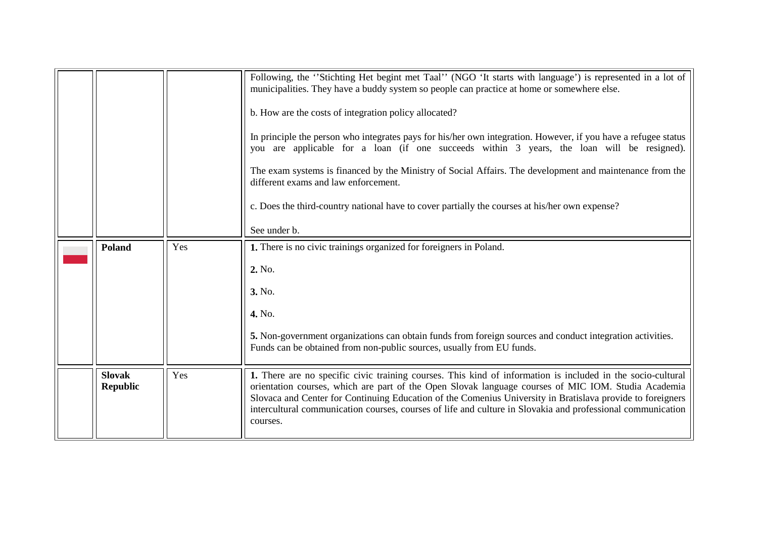|  |  |  |  |
|---|---|---|---|
|  |  |  | Following, the ''Stichting Het begint met Taal'' (NGO 'It starts with language') is represented in a lot of municipalities. They have a buddy system so people can practice at home or somewhere else.<br><br>b. How are the costs of integration policy allocated?<br><br>In principle the person who integrates pays for his/her own integration. However, if you have a refugee status you are applicable for a loan (if one succeeds within 3 years, the loan will be resigned).<br><br>The exam systems is financed by the Ministry of Social Affairs. The development and maintenance from the different exams and law enforcement.<br><br>c. Does the third-country national have to cover partially the courses at his/her own expense?<br><br>See under b. |
|  | **Poland** | Yes | **1.** There is no civic trainings organized for foreigners in Poland.<br><br>**2.** No.<br><br>**3.** No.<br><br>**4.** No.<br><br>**5.** Non-government organizations can obtain funds from foreign sources and conduct integration activities. Funds can be obtained from non-public sources, usually from EU funds. |
|  | **Slovak Republic** | Yes | **1.** There are no specific civic training courses. This kind of information is included in the socio-cultural orientation courses, which are part of the Open Slovak language courses of MIC IOM. Studia Academia Slovaca and Center for Continuing Education of the Comenius University in Bratislava provide to foreigners intercultural communication courses, courses of life and culture in Slovakia and professional communication courses. |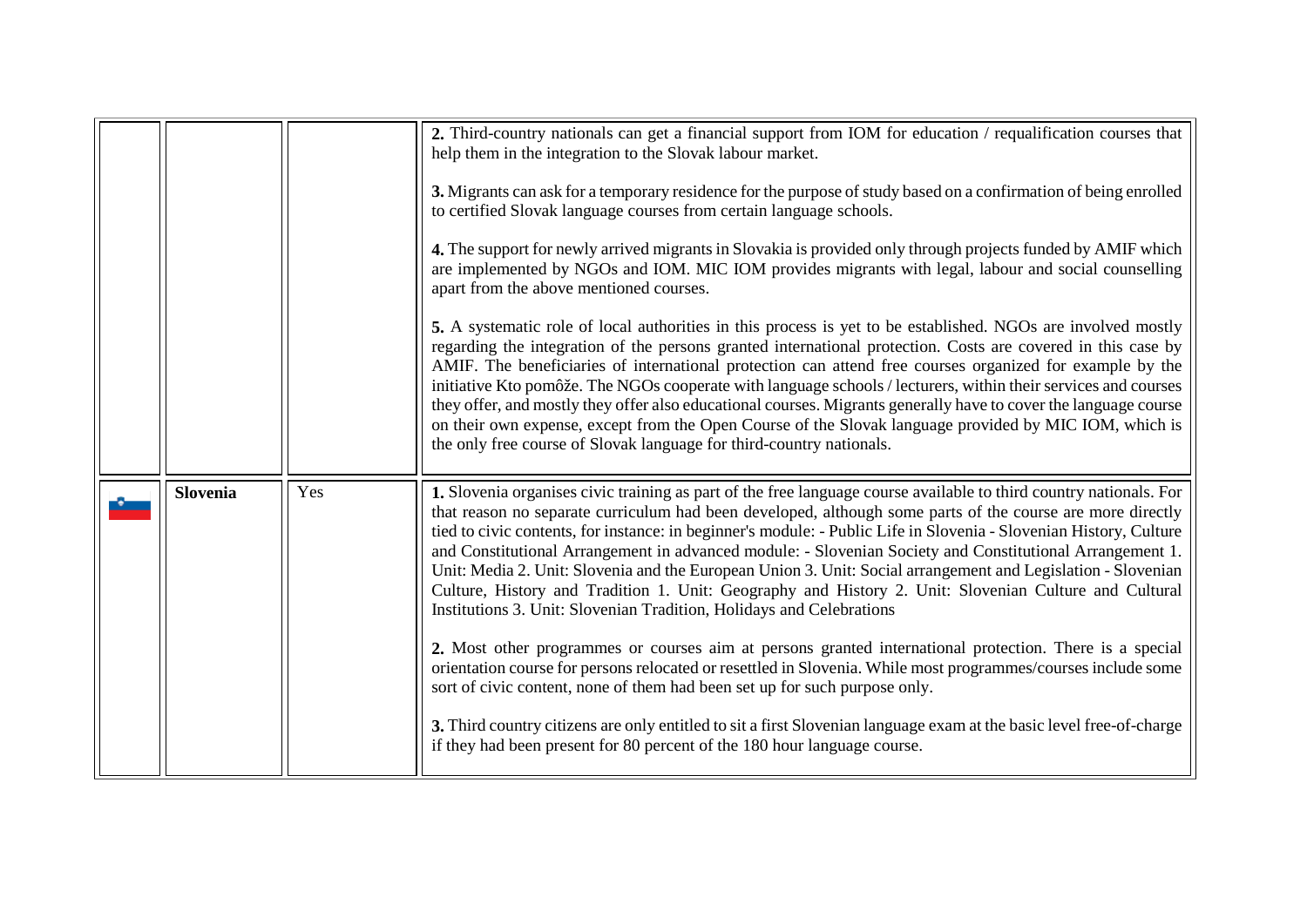| | | | |
|---|---|---|---|
| | | | **2.** Third-country nationals can get a financial support from IOM for education / requalification courses that help them in the integration to the Slovak labour market.<br><br>**3.** Migrants can ask for a temporary residence for the purpose of study based on a confirmation of being enrolled to certified Slovak language courses from certain language schools.<br><br>**4.** The support for newly arrived migrants in Slovakia is provided only through projects funded by AMIF which are implemented by NGOs and IOM. MIC IOM provides migrants with legal, labour and social counselling apart from the above mentioned courses.<br><br>**5.** A systematic role of local authorities in this process is yet to be established. NGOs are involved mostly regarding the integration of the persons granted international protection. Costs are covered in this case by AMIF. The beneficiaries of international protection can attend free courses organized for example by the initiative Kto pomôže. The NGOs cooperate with language schools / lecturers, within their services and courses they offer, and mostly they offer also educational courses. Migrants generally have to cover the language course on their own expense, except from the Open Course of the Slovak language provided by MIC IOM, which is the only free course of Slovak language for third-country nationals. |
| | **Slovenia** | Yes | **1.** Slovenia organises civic training as part of the free language course available to third country nationals. For that reason no separate curriculum had been developed, although some parts of the course are more directly tied to civic contents, for instance: in beginner's module: - Public Life in Slovenia - Slovenian History, Culture and Constitutional Arrangement in advanced module: - Slovenian Society and Constitutional Arrangement 1. Unit: Media 2. Unit: Slovenia and the European Union 3. Unit: Social arrangement and Legislation - Slovenian Culture, History and Tradition 1. Unit: Geography and History 2. Unit: Slovenian Culture and Cultural Institutions 3. Unit: Slovenian Tradition, Holidays and Celebrations<br><br>**2.** Most other programmes or courses aim at persons granted international protection. There is a special orientation course for persons relocated or resettled in Slovenia. While most programmes/courses include some sort of civic content, none of them had been set up for such purpose only.<br><br>**3.** Third country citizens are only entitled to sit a first Slovenian language exam at the basic level free-of-charge if they had been present for 80 percent of the 180 hour language course. |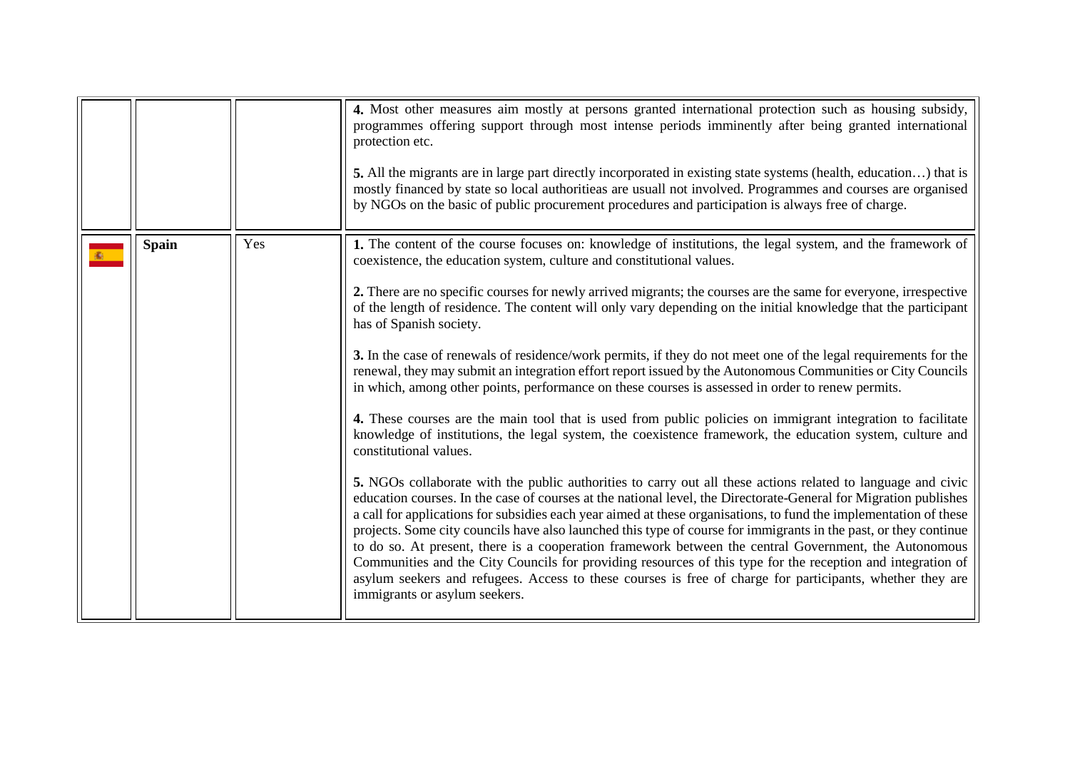| | | | |
|---|---|---|---|
| | | | **4.** Most other measures aim mostly at persons granted international protection such as housing subsidy, programmes offering support through most intense periods imminently after being granted international protection etc.<br><br>**5.** All the migrants are in large part directly incorporated in existing state systems (health, education…) that is mostly financed by state so local authoritieas are usuall not involved. Programmes and courses are organised by NGOs on the basic of public procurement procedures and participation is always free of charge. |
| | **Spain** | Yes | **1.** The content of the course focuses on: knowledge of institutions, the legal system, and the framework of coexistence, the education system, culture and constitutional values.<br><br>**2.** There are no specific courses for newly arrived migrants; the courses are the same for everyone, irrespective of the length of residence. The content will only vary depending on the initial knowledge that the participant has of Spanish society.<br><br>**3.** In the case of renewals of residence/work permits, if they do not meet one of the legal requirements for the renewal, they may submit an integration effort report issued by the Autonomous Communities or City Councils in which, among other points, performance on these courses is assessed in order to renew permits.<br><br>**4.** These courses are the main tool that is used from public policies on immigrant integration to facilitate knowledge of institutions, the legal system, the coexistence framework, the education system, culture and constitutional values.<br><br>**5.** NGOs collaborate with the public authorities to carry out all these actions related to language and civic education courses. In the case of courses at the national level, the Directorate-General for Migration publishes a call for applications for subsidies each year aimed at these organisations, to fund the implementation of these projects. Some city councils have also launched this type of course for immigrants in the past, or they continue to do so. At present, there is a cooperation framework between the central Government, the Autonomous Communities and the City Councils for providing resources of this type for the reception and integration of asylum seekers and refugees. Access to these courses is free of charge for participants, whether they are immigrants or asylum seekers. |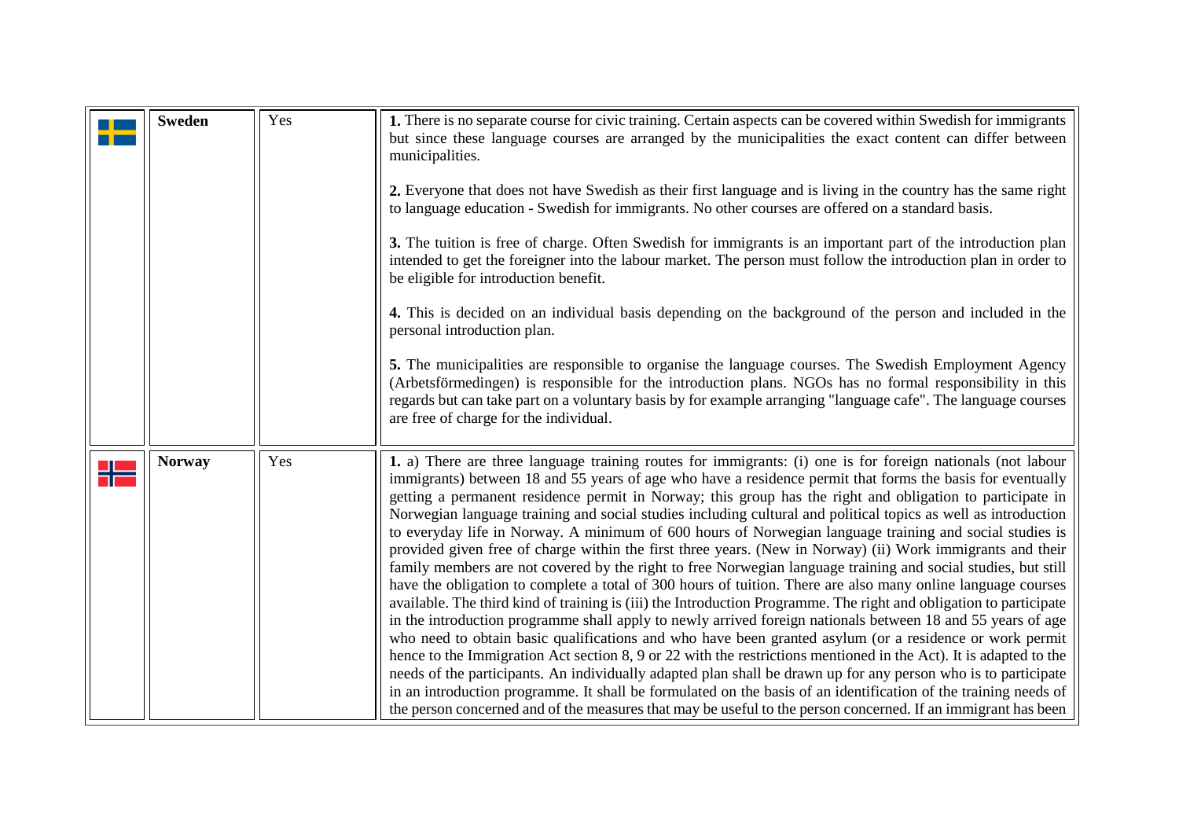| | | | |
|---|---|---|---|
| | **Sweden** | Yes | **1.** There is no separate course for civic training. Certain aspects can be covered within Swedish for immigrants but since these language courses are arranged by the municipalities the exact content can differ between municipalities.<br><br>**2.** Everyone that does not have Swedish as their first language and is living in the country has the same right to language education - Swedish for immigrants. No other courses are offered on a standard basis.<br><br>**3.** The tuition is free of charge. Often Swedish for immigrants is an important part of the introduction plan intended to get the foreigner into the labour market. The person must follow the introduction plan in order to be eligible for introduction benefit.<br><br>**4.** This is decided on an individual basis depending on the background of the person and included in the personal introduction plan.<br><br>**5.** The municipalities are responsible to organise the language courses. The Swedish Employment Agency (Arbetsförmedingen) is responsible for the introduction plans. NGOs has no formal responsibility in this regards but can take part on a voluntary basis by for example arranging "language cafe". The language courses are free of charge for the individual. |
| | **Norway** | Yes | **1.** a) There are three language training routes for immigrants: (i) one is for foreign nationals (not labour immigrants) between 18 and 55 years of age who have a residence permit that forms the basis for eventually getting a permanent residence permit in Norway; this group has the right and obligation to participate in Norwegian language training and social studies including cultural and political topics as well as introduction to everyday life in Norway. A minimum of 600 hours of Norwegian language training and social studies is provided given free of charge within the first three years. (New in Norway) (ii) Work immigrants and their family members are not covered by the right to free Norwegian language training and social studies, but still have the obligation to complete a total of 300 hours of tuition. There are also many online language courses available. The third kind of training is (iii) the Introduction Programme. The right and obligation to participate in the introduction programme shall apply to newly arrived foreign nationals between 18 and 55 years of age who need to obtain basic qualifications and who have been granted asylum (or a residence or work permit hence to the Immigration Act section 8, 9 or 22 with the restrictions mentioned in the Act). It is adapted to the needs of the participants. An individually adapted plan shall be drawn up for any person who is to participate in an introduction programme. It shall be formulated on the basis of an identification of the training needs of the person concerned and of the measures that may be useful to the person concerned. If an immigrant has been |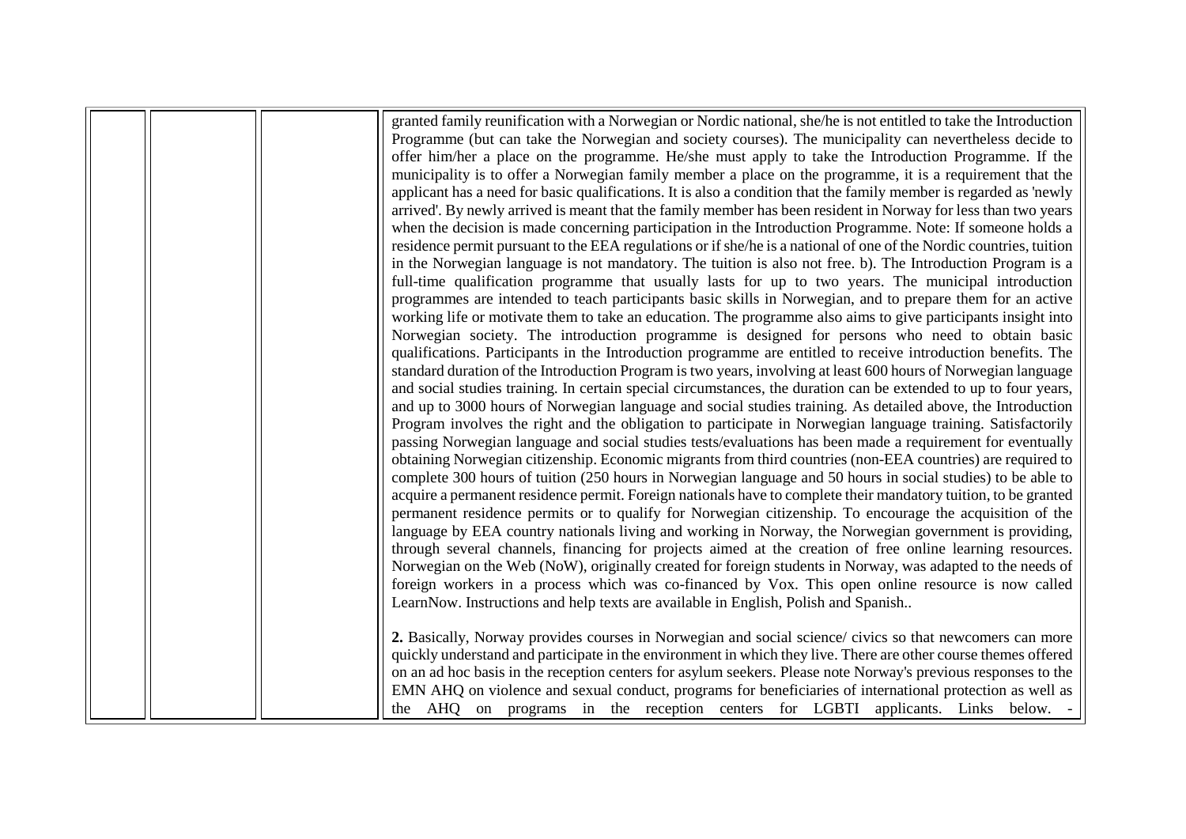| | | | |
|---|---|---|---|
| | | | granted family reunification with a Norwegian or Nordic national, she/he is not entitled to take the Introduction Programme (but can take the Norwegian and society courses). The municipality can nevertheless decide to offer him/her a place on the programme. He/she must apply to take the Introduction Programme. If the municipality is to offer a Norwegian family member a place on the programme, it is a requirement that the applicant has a need for basic qualifications. It is also a condition that the family member is regarded as 'newly arrived'. By newly arrived is meant that the family member has been resident in Norway for less than two years when the decision is made concerning participation in the Introduction Programme. Note: If someone holds a residence permit pursuant to the EEA regulations or if she/he is a national of one of the Nordic countries, tuition in the Norwegian language is not mandatory. The tuition is also not free. b). The Introduction Program is a full-time qualification programme that usually lasts for up to two years. The municipal introduction programmes are intended to teach participants basic skills in Norwegian, and to prepare them for an active working life or motivate them to take an education. The programme also aims to give participants insight into Norwegian society. The introduction programme is designed for persons who need to obtain basic qualifications. Participants in the Introduction programme are entitled to receive introduction benefits. The standard duration of the Introduction Program is two years, involving at least 600 hours of Norwegian language and social studies training. In certain special circumstances, the duration can be extended to up to four years, and up to 3000 hours of Norwegian language and social studies training. As detailed above, the Introduction Program involves the right and the obligation to participate in Norwegian language training. Satisfactorily passing Norwegian language and social studies tests/evaluations has been made a requirement for eventually obtaining Norwegian citizenship. Economic migrants from third countries (non-EEA countries) are required to complete 300 hours of tuition (250 hours in Norwegian language and 50 hours in social studies) to be able to acquire a permanent residence permit. Foreign nationals have to complete their mandatory tuition, to be granted permanent residence permits or to qualify for Norwegian citizenship. To encourage the acquisition of the language by EEA country nationals living and working in Norway, the Norwegian government is providing, through several channels, financing for projects aimed at the creation of free online learning resources. Norwegian on the Web (NoW), originally created for foreign students in Norway, was adapted to the needs of foreign workers in a process which was co-financed by Vox. This open online resource is now called LearnNow. Instructions and help texts are available in English, Polish and Spanish..<br><br>**2.** Basically, Norway provides courses in Norwegian and social science/ civics so that newcomers can more quickly understand and participate in the environment in which they live. There are other course themes offered on an ad hoc basis in the reception centers for asylum seekers. Please note Norway's previous responses to the EMN AHQ on violence and sexual conduct, programs for beneficiaries of international protection as well as the AHQ on programs in the reception centers for LGBTI applicants. Links below. - |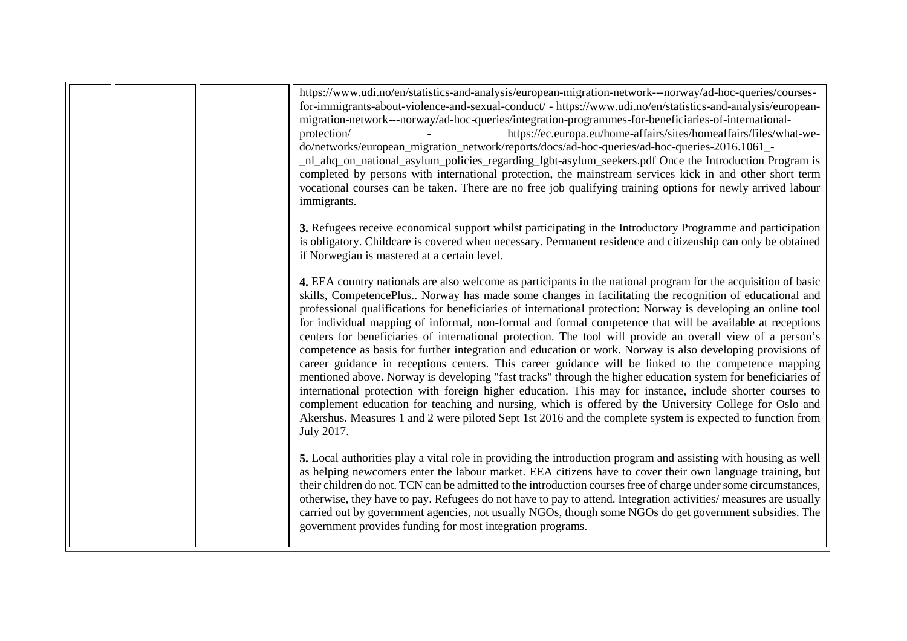| | | | |
|---|---|---|---|
| | | | https://www.udi.no/en/statistics-and-analysis/european-migration-network---norway/ad-hoc-queries/courses-for-immigrants-about-violence-and-sexual-conduct/ - https://www.udi.no/en/statistics-and-analysis/european-migration-network---norway/ad-hoc-queries/integration-programmes-for-beneficiaries-of-international-protection/ - https://ec.europa.eu/home-affairs/sites/homeaffairs/files/what-we-do/networks/european_migration_network/reports/docs/ad-hoc-queries/ad-hoc-queries-2016.1061_-_nl_ahq_on_national_asylum_policies_regarding_lgbt-asylum_seekers.pdf Once the Introduction Program is completed by persons with international protection, the mainstream services kick in and other short term vocational courses can be taken. There are no free job qualifying training options for newly arrived labour immigrants.<br><br>**3.** Refugees receive economical support whilst participating in the Introductory Programme and participation is obligatory. Childcare is covered when necessary. Permanent residence and citizenship can only be obtained if Norwegian is mastered at a certain level.<br><br>**4.** EEA country nationals are also welcome as participants in the national program for the acquisition of basic skills, CompetencePlus.. Norway has made some changes in facilitating the recognition of educational and professional qualifications for beneficiaries of international protection: Norway is developing an online tool for individual mapping of informal, non-formal and formal competence that will be available at receptions centers for beneficiaries of international protection. The tool will provide an overall view of a person's competence as basis for further integration and education or work. Norway is also developing provisions of career guidance in receptions centers. This career guidance will be linked to the competence mapping mentioned above. Norway is developing "fast tracks" through the higher education system for beneficiaries of international protection with foreign higher education. This may for instance, include shorter courses to complement education for teaching and nursing, which is offered by the University College for Oslo and Akershus. Measures 1 and 2 were piloted Sept 1st 2016 and the complete system is expected to function from July 2017.<br><br>**5.** Local authorities play a vital role in providing the introduction program and assisting with housing as well as helping newcomers enter the labour market. EEA citizens have to cover their own language training, but their children do not. TCN can be admitted to the introduction courses free of charge under some circumstances, otherwise, they have to pay. Refugees do not have to pay to attend. Integration activities/ measures are usually carried out by government agencies, not usually NGOs, though some NGOs do get government subsidies. The government provides funding for most integration programs. |